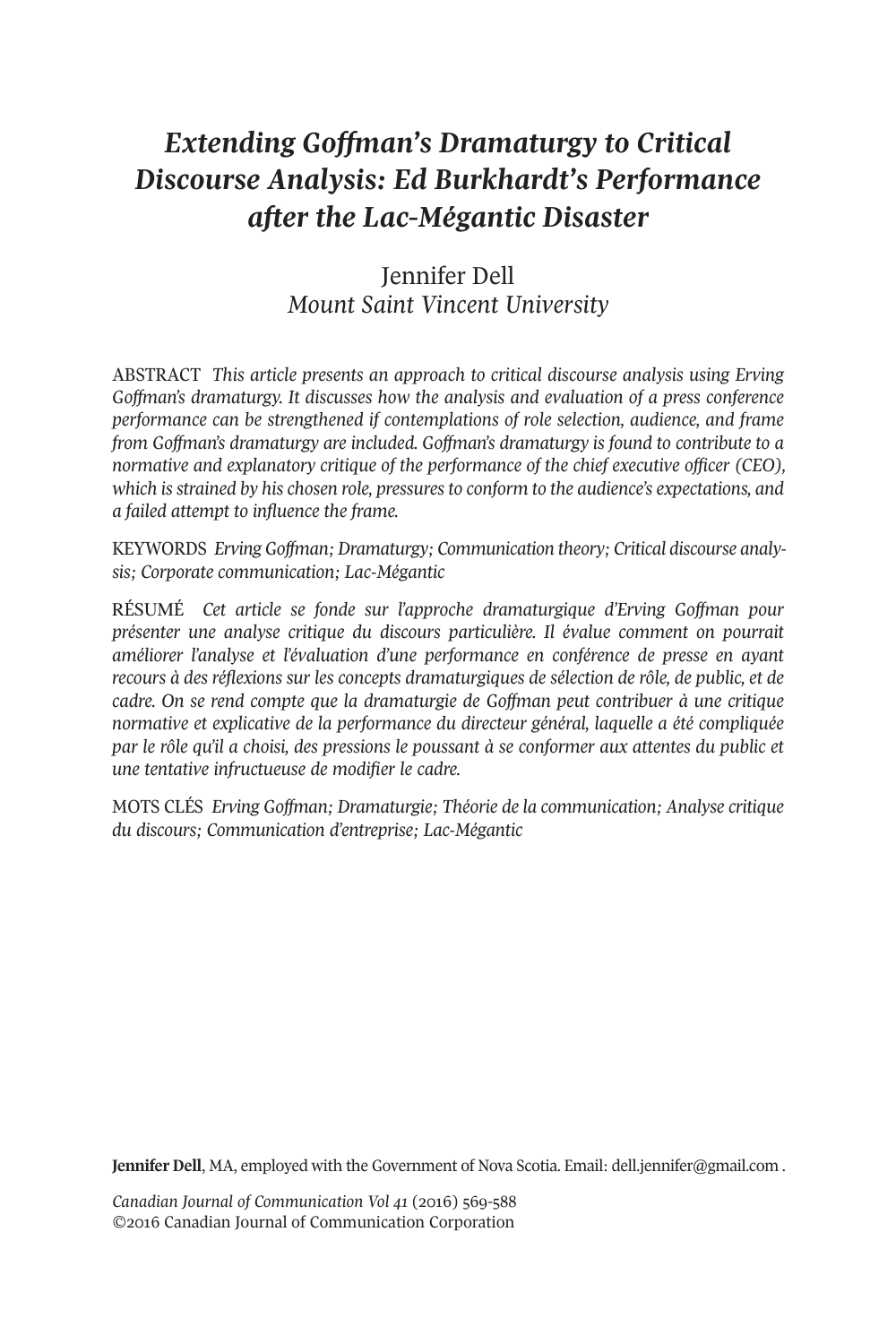# *Extending Goffman's Dramaturgy to Critical Discourse Analysis: Ed Burkhardt's Performance after the Lac-Mégantic Disaster*

Jennifer Dell
*Mount Saint Vincent University*

ABSTRACT *This article presents an approach to critical discourse analysis using Erving Goffman's dramaturgy. It discusses how the analysis and evaluation of a press conference performance can be strengthened if contemplations of role selection, audience, and frame from Goffman's dramaturgy are included. Goffman's dramaturgy is found to contribute to a normative and explanatory critique of the performance of the chief executive officer (CEO), which is strained by his chosen role, pressures to conform to the audience's expectations, and a failed attempt to influence the frame.*

KEYWORDS *Erving Goffman; Dramaturgy; Communication theory; Critical discourse analysis; Corporate communication; Lac-Mégantic*

RÉSUMÉ *Cet article se fonde sur l'approche dramaturgique d'Erving Goffman pour présenter une analyse critique du discours particulière. Il évalue comment on pourrait améliorer l'analyse et l'évaluation d'une performance en conférence de presse en ayant recours à des réflexions sur les concepts dramaturgiques de sélection de rôle, de public, et de cadre. On se rend compte que la dramaturgie de Goffman peut contribuer à une critique normative et explicative de la performance du directeur général, laquelle a été compliquée par le rôle qu'il a choisi, des pressions le poussant à se conformer aux attentes du public et une tentative infructueuse de modifier le cadre.*

MOTS CLÉS *Erving Goffman; Dramaturgie; Théorie de la communication; Analyse critique du discours; Communication d'entreprise; Lac-Mégantic*

**Jennifer Dell**, MA, employed with the Government of Nova Scotia. Email: dell.jennifer@gmail.com .

*Canadian Journal of Communication Vol 41* (2016) 569-588
©2016 Canadian Journal of Communication Corporation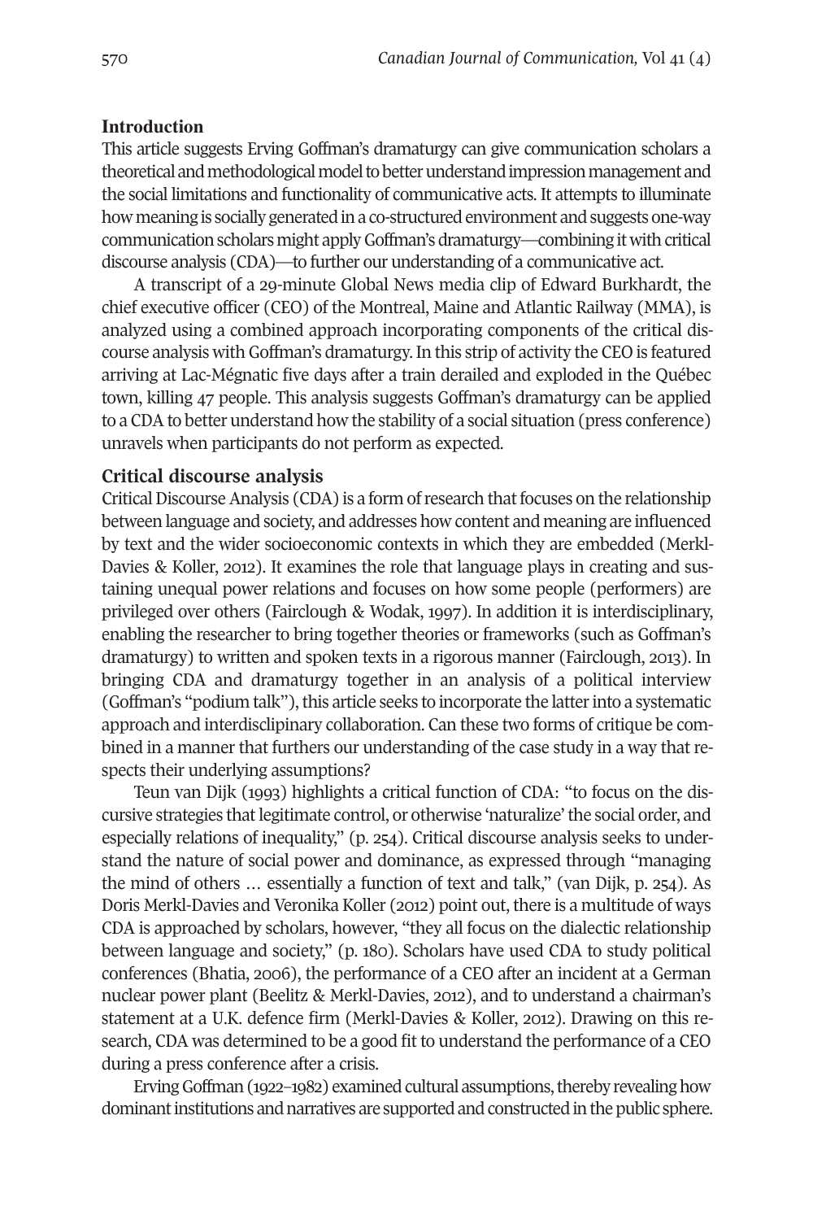## Introduction

This article suggests Erving Goffman's dramaturgy can give communication scholars a theoretical and methodological model to better understand impression management and the social limitations and functionality of communicative acts. It attempts to illuminate how meaning is socially generated in a co-structured environment and suggests one-way communication scholars might apply Goffman's dramaturgy—combining it with critical discourse analysis (CDA)—to further our understanding of a communicative act.

A transcript of a 29-minute Global News media clip of Edward Burkhardt, the chief executive officer (CEO) of the Montreal, Maine and Atlantic Railway (MMA), is analyzed using a combined approach incorporating components of the critical discourse analysis with Goffman's dramaturgy. In this strip of activity the CEO is featured arriving at Lac-Mégnatic five days after a train derailed and exploded in the Québec town, killing 47 people. This analysis suggests Goffman's dramaturgy can be applied to a CDA to better understand how the stability of a social situation (press conference) unravels when participants do not perform as expected.

## Critical discourse analysis

Critical Discourse Analysis (CDA) is a form of research that focuses on the relationship between language and society, and addresses how content and meaning are influenced by text and the wider socioeconomic contexts in which they are embedded (Merkl-Davies & Koller, 2012). It examines the role that language plays in creating and sustaining unequal power relations and focuses on how some people (performers) are privileged over others (Fairclough & Wodak, 1997). In addition it is interdisciplinary, enabling the researcher to bring together theories or frameworks (such as Goffman's dramaturgy) to written and spoken texts in a rigorous manner (Fairclough, 2013). In bringing CDA and dramaturgy together in an analysis of a political interview (Goffman's "podium talk"), this article seeks to incorporate the latter into a systematic approach and interdisclipinary collaboration. Can these two forms of critique be combined in a manner that furthers our understanding of the case study in a way that respects their underlying assumptions?

Teun van Dijk (1993) highlights a critical function of CDA: "to focus on the discursive strategies that legitimate control, or otherwise 'naturalize' the social order, and especially relations of inequality," (p. 254). Critical discourse analysis seeks to understand the nature of social power and dominance, as expressed through "managing the mind of others … essentially a function of text and talk," (van Dijk, p. 254). As Doris Merkl-Davies and Veronika Koller (2012) point out, there is a multitude of ways CDA is approached by scholars, however, "they all focus on the dialectic relationship between language and society," (p. 180). Scholars have used CDA to study political conferences (Bhatia, 2006), the performance of a CEO after an incident at a German nuclear power plant (Beelitz & Merkl-Davies, 2012), and to understand a chairman's statement at a U.K. defence firm (Merkl-Davies & Koller, 2012). Drawing on this research, CDA was determined to be a good fit to understand the performance of a CEO during a press conference after a crisis.

Erving Goffman (1922–1982) examined cultural assumptions, thereby revealing how dominant institutions and narratives are supported and constructed in the public sphere.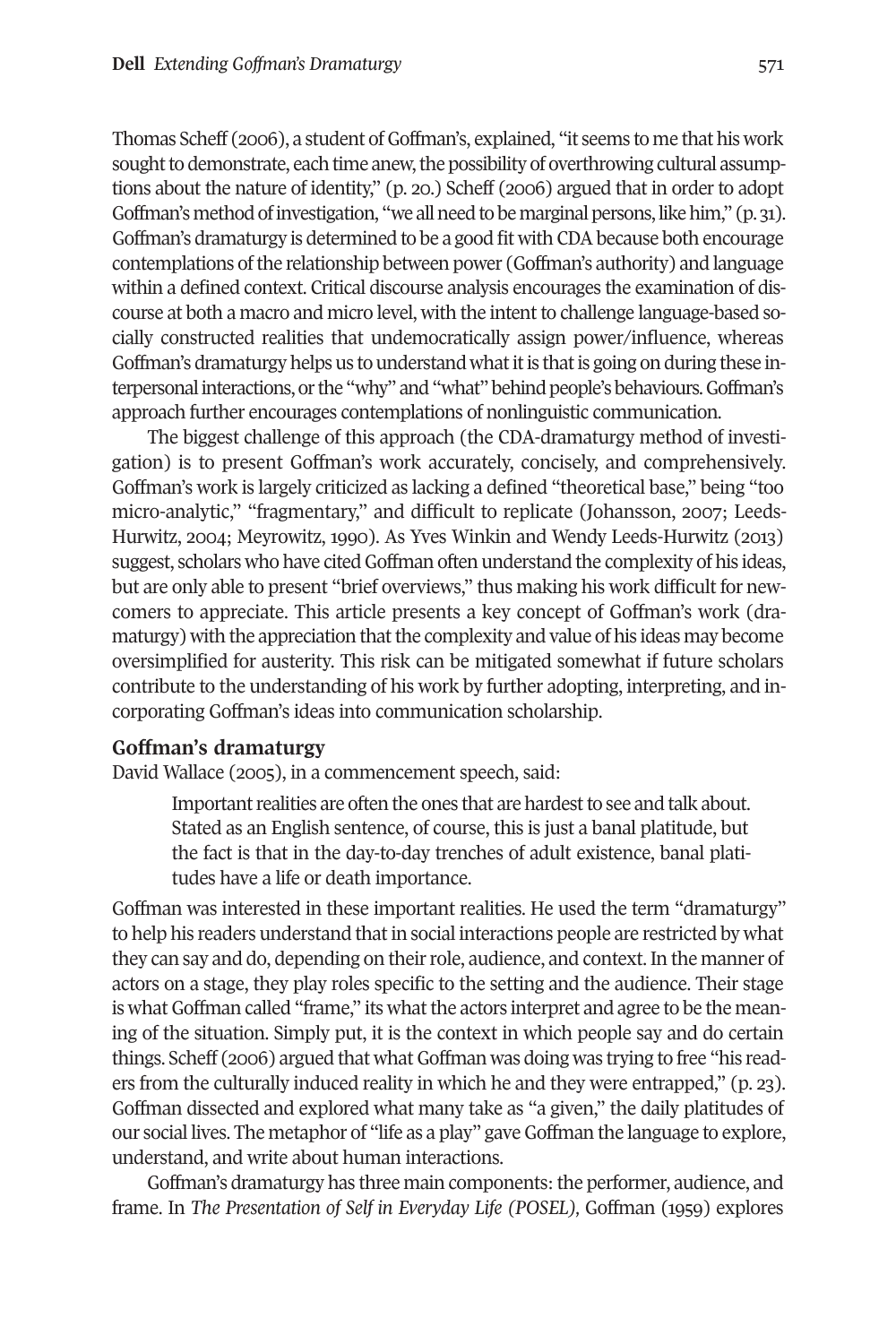Thomas Scheff (2006), a student of Goffman's, explained, "it seems to me that his work sought to demonstrate, each time anew, the possibility of overthrowing cultural assumptions about the nature of identity," (p. 20.) Scheff (2006) argued that in order to adopt Goffman's method of investigation, "we all need to be marginal persons, like him," (p. 31). Goffman's dramaturgy is determined to be a good fit with CDA because both encourage contemplations of the relationship between power (Goffman's authority) and language within a defined context. Critical discourse analysis encourages the examination of discourse at both a macro and micro level, with the intent to challenge language-based socially constructed realities that undemocratically assign power/influence, whereas Goffman's dramaturgy helps us to understand what it is that is going on during these interpersonal interactions, or the "why" and "what" behind people's behaviours. Goffman's approach further encourages contemplations of nonlinguistic communication.

The biggest challenge of this approach (the CDA-dramaturgy method of investigation) is to present Goffman's work accurately, concisely, and comprehensively. Goffman's work is largely criticized as lacking a defined "theoretical base," being "too micro-analytic," "fragmentary," and difficult to replicate (Johansson, 2007; Leeds-Hurwitz, 2004; Meyrowitz, 1990). As Yves Winkin and Wendy Leeds-Hurwitz (2013) suggest, scholars who have cited Goffman often understand the complexity of his ideas, but are only able to present "brief overviews," thus making his work difficult for newcomers to appreciate. This article presents a key concept of Goffman's work (dramaturgy) with the appreciation that the complexity and value of his ideas may become oversimplified for austerity. This risk can be mitigated somewhat if future scholars contribute to the understanding of his work by further adopting, interpreting, and incorporating Goffman's ideas into communication scholarship.

## Goffman's dramaturgy

David Wallace (2005), in a commencement speech, said:

> Important realities are often the ones that are hardest to see and talk about. Stated as an English sentence, of course, this is just a banal platitude, but the fact is that in the day-to-day trenches of adult existence, banal platitudes have a life or death importance.

Goffman was interested in these important realities. He used the term "dramaturgy" to help his readers understand that in social interactions people are restricted by what they can say and do, depending on their role, audience, and context. In the manner of actors on a stage, they play roles specific to the setting and the audience. Their stage is what Goffman called "frame," its what the actors interpret and agree to be the meaning of the situation. Simply put, it is the context in which people say and do certain things. Scheff (2006) argued that what Goffman was doing was trying to free "his readers from the culturally induced reality in which he and they were entrapped," (p. 23). Goffman dissected and explored what many take as "a given," the daily platitudes of our social lives. The metaphor of "life as a play" gave Goffman the language to explore, understand, and write about human interactions.

Goffman's dramaturgy has three main components: the performer, audience, and frame. In *The Presentation of Self in Everyday Life (POSEL),* Goffman (1959) explores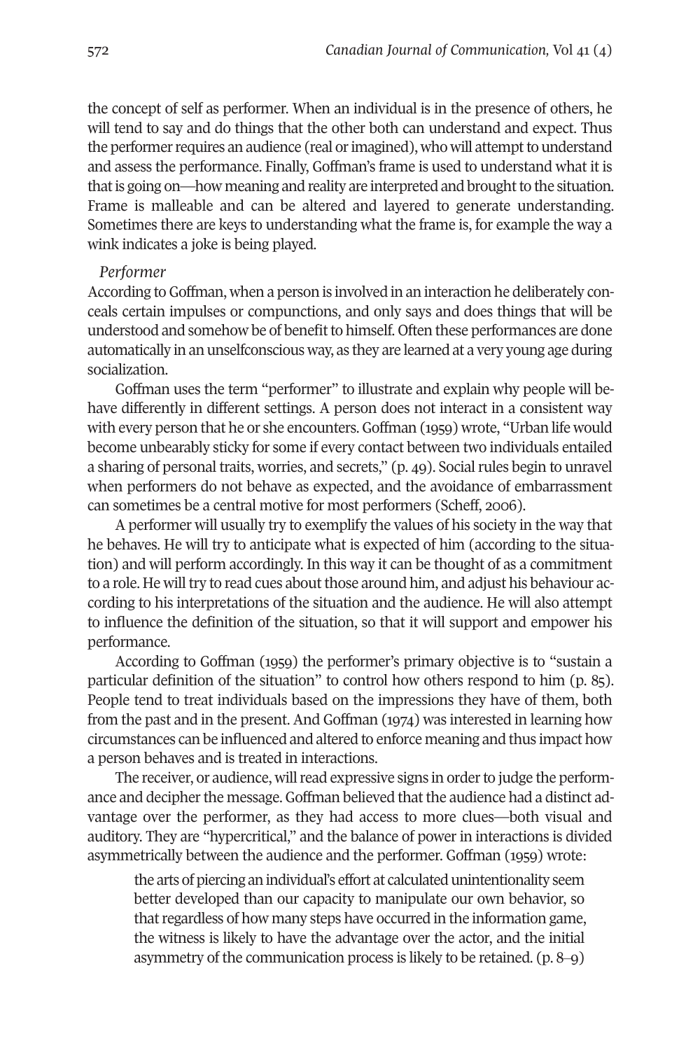the concept of self as performer. When an individual is in the presence of others, he will tend to say and do things that the other both can understand and expect. Thus the performer requires an audience (real or imagined), who will attempt to understand and assess the performance. Finally, Goffman's frame is used to understand what it is that is going on—how meaning and reality are interpreted and brought to the situation. Frame is malleable and can be altered and layered to generate understanding. Sometimes there are keys to understanding what the frame is, for example the way a wink indicates a joke is being played.

### *Performer*

According to Goffman, when a person is involved in an interaction he deliberately conceals certain impulses or compunctions, and only says and does things that will be understood and somehow be of benefit to himself. Often these performances are done automatically in an unselfconscious way, as they are learned at a very young age during socialization.

Goffman uses the term "performer" to illustrate and explain why people will behave differently in different settings. A person does not interact in a consistent way with every person that he or she encounters. Goffman (1959) wrote, "Urban life would become unbearably sticky for some if every contact between two individuals entailed a sharing of personal traits, worries, and secrets," (p. 49). Social rules begin to unravel when performers do not behave as expected, and the avoidance of embarrassment can sometimes be a central motive for most performers (Scheff, 2006).

A performer will usually try to exemplify the values of his society in the way that he behaves. He will try to anticipate what is expected of him (according to the situation) and will perform accordingly. In this way it can be thought of as a commitment to a role. He will try to read cues about those around him, and adjust his behaviour according to his interpretations of the situation and the audience. He will also attempt to influence the definition of the situation, so that it will support and empower his performance.

According to Goffman (1959) the performer's primary objective is to "sustain a particular definition of the situation" to control how others respond to him (p. 85). People tend to treat individuals based on the impressions they have of them, both from the past and in the present. And Goffman (1974) was interested in learning how circumstances can be influenced and altered to enforce meaning and thus impact how a person behaves and is treated in interactions.

The receiver, or audience, will read expressive signs in order to judge the performance and decipher the message. Goffman believed that the audience had a distinct advantage over the performer, as they had access to more clues—both visual and auditory. They are "hypercritical," and the balance of power in interactions is divided asymmetrically between the audience and the performer. Goffman (1959) wrote:

> the arts of piercing an individual's effort at calculated unintentionality seem better developed than our capacity to manipulate our own behavior, so that regardless of how many steps have occurred in the information game, the witness is likely to have the advantage over the actor, and the initial asymmetry of the communication process is likely to be retained. (p. 8–9)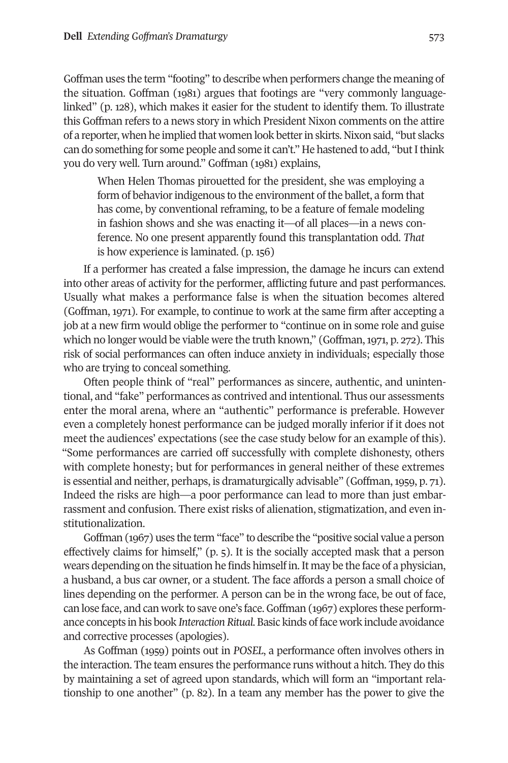Goffman uses the term "footing" to describe when performers change the meaning of the situation. Goffman (1981) argues that footings are "very commonly language-linked" (p. 128), which makes it easier for the student to identify them. To illustrate this Goffman refers to a news story in which President Nixon comments on the attire of a reporter, when he implied that women look better in skirts. Nixon said, "but slacks can do something for some people and some it can't." He hastened to add, "but I think you do very well. Turn around." Goffman (1981) explains,

> When Helen Thomas pirouetted for the president, she was employing a form of behavior indigenous to the environment of the ballet, a form that has come, by conventional reframing, to be a feature of female modeling in fashion shows and she was enacting it—of all places—in a news conference. No one present apparently found this transplantation odd. *That* is how experience is laminated. (p. 156)

If a performer has created a false impression, the damage he incurs can extend into other areas of activity for the performer, afflicting future and past performances. Usually what makes a performance false is when the situation becomes altered (Goffman, 1971). For example, to continue to work at the same firm after accepting a job at a new firm would oblige the performer to "continue on in some role and guise which no longer would be viable were the truth known," (Goffman, 1971, p. 272). This risk of social performances can often induce anxiety in individuals; especially those who are trying to conceal something.

Often people think of "real" performances as sincere, authentic, and unintentional, and "fake" performances as contrived and intentional. Thus our assessments enter the moral arena, where an "authentic" performance is preferable. However even a completely honest performance can be judged morally inferior if it does not meet the audiences' expectations (see the case study below for an example of this). "Some performances are carried off successfully with complete dishonesty, others with complete honesty; but for performances in general neither of these extremes is essential and neither, perhaps, is dramaturgically advisable" (Goffman, 1959, p. 71). Indeed the risks are high—a poor performance can lead to more than just embarrassment and confusion. There exist risks of alienation, stigmatization, and even institutionalization.

Goffman (1967) uses the term "face" to describe the "positive social value a person effectively claims for himself," (p. 5). It is the socially accepted mask that a person wears depending on the situation he finds himself in. It may be the face of a physician, a husband, a bus car owner, or a student. The face affords a person a small choice of lines depending on the performer. A person can be in the wrong face, be out of face, can lose face, and can work to save one's face. Goffman (1967) explores these performance concepts in his book *Interaction Ritual*. Basic kinds of face work include avoidance and corrective processes (apologies).

As Goffman (1959) points out in *POSEL*, a performance often involves others in the interaction. The team ensures the performance runs without a hitch. They do this by maintaining a set of agreed upon standards, which will form an "important relationship to one another" (p. 82). In a team any member has the power to give the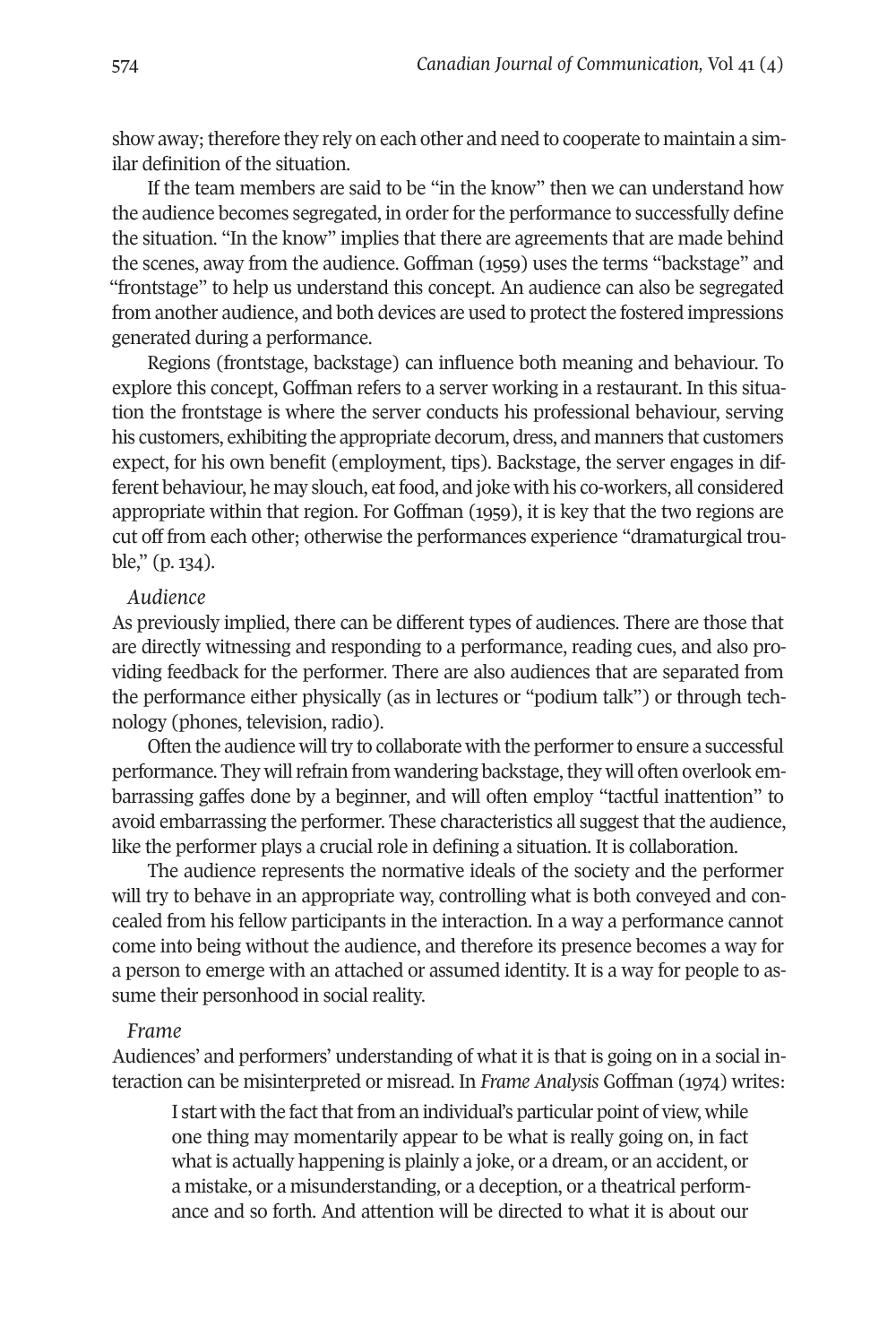show away; therefore they rely on each other and need to cooperate to maintain a similar definition of the situation.

If the team members are said to be "in the know" then we can understand how the audience becomes segregated, in order for the performance to successfully define the situation. "In the know" implies that there are agreements that are made behind the scenes, away from the audience. Goffman (1959) uses the terms "backstage" and "frontstage" to help us understand this concept. An audience can also be segregated from another audience, and both devices are used to protect the fostered impressions generated during a performance.

Regions (frontstage, backstage) can influence both meaning and behaviour. To explore this concept, Goffman refers to a server working in a restaurant. In this situation the frontstage is where the server conducts his professional behaviour, serving his customers, exhibiting the appropriate decorum, dress, and manners that customers expect, for his own benefit (employment, tips). Backstage, the server engages in different behaviour, he may slouch, eat food, and joke with his co-workers, all considered appropriate within that region. For Goffman (1959), it is key that the two regions are cut off from each other; otherwise the performances experience "dramaturgical trouble," (p. 134).

*Audience*

As previously implied, there can be different types of audiences. There are those that are directly witnessing and responding to a performance, reading cues, and also providing feedback for the performer. There are also audiences that are separated from the performance either physically (as in lectures or "podium talk") or through technology (phones, television, radio).

Often the audience will try to collaborate with the performer to ensure a successful performance. They will refrain from wandering backstage, they will often overlook embarrassing gaffes done by a beginner, and will often employ "tactful inattention" to avoid embarrassing the performer. These characteristics all suggest that the audience, like the performer plays a crucial role in defining a situation. It is collaboration.

The audience represents the normative ideals of the society and the performer will try to behave in an appropriate way, controlling what is both conveyed and concealed from his fellow participants in the interaction. In a way a performance cannot come into being without the audience, and therefore its presence becomes a way for a person to emerge with an attached or assumed identity. It is a way for people to assume their personhood in social reality.

*Frame*

Audiences' and performers' understanding of what it is that is going on in a social interaction can be misinterpreted or misread. In *Frame Analysis* Goffman (1974) writes:

> I start with the fact that from an individual's particular point of view, while one thing may momentarily appear to be what is really going on, in fact what is actually happening is plainly a joke, or a dream, or an accident, or a mistake, or a misunderstanding, or a deception, or a theatrical performance and so forth. And attention will be directed to what it is about our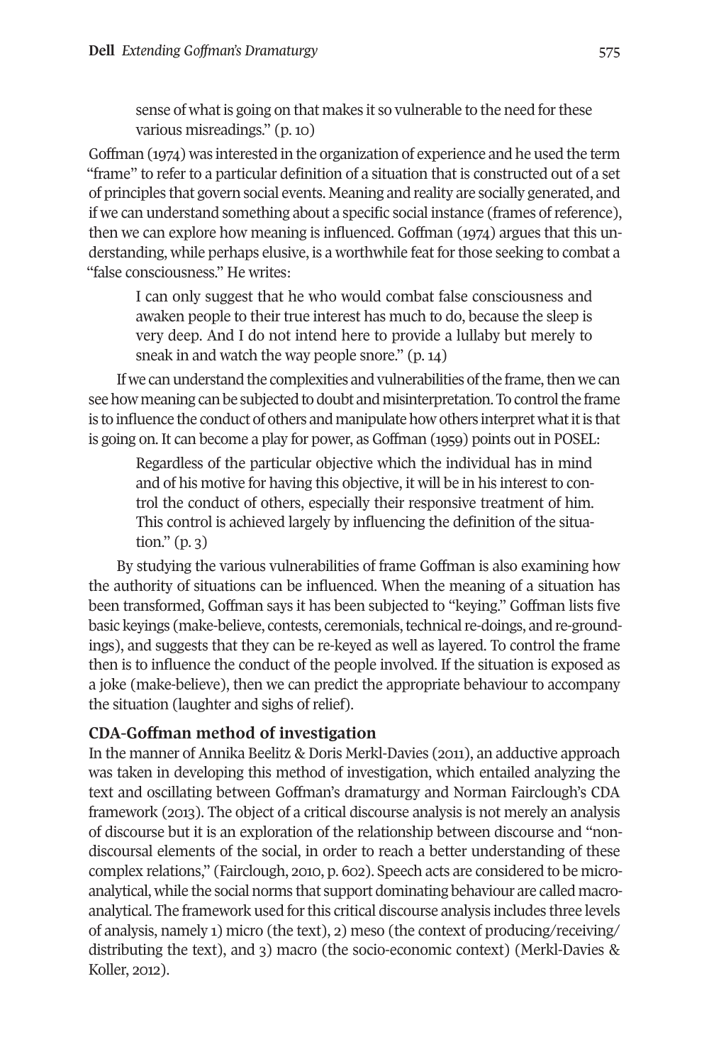> sense of what is going on that makes it so vulnerable to the need for these various misreadings." (p. 10)

Goffman (1974) was interested in the organization of experience and he used the term "frame" to refer to a particular definition of a situation that is constructed out of a set of principles that govern social events. Meaning and reality are socially generated, and if we can understand something about a specific social instance (frames of reference), then we can explore how meaning is influenced. Goffman (1974) argues that this understanding, while perhaps elusive, is a worthwhile feat for those seeking to combat a "false consciousness." He writes:

> I can only suggest that he who would combat false consciousness and awaken people to their true interest has much to do, because the sleep is very deep. And I do not intend here to provide a lullaby but merely to sneak in and watch the way people snore." (p. 14)

If we can understand the complexities and vulnerabilities of the frame, then we can see how meaning can be subjected to doubt and misinterpretation. To control the frame is to influence the conduct of others and manipulate how others interpret what it is that is going on. It can become a play for power, as Goffman (1959) points out in POSEL:

> Regardless of the particular objective which the individual has in mind and of his motive for having this objective, it will be in his interest to control the conduct of others, especially their responsive treatment of him. This control is achieved largely by influencing the definition of the situation." (p. 3)

By studying the various vulnerabilities of frame Goffman is also examining how the authority of situations can be influenced. When the meaning of a situation has been transformed, Goffman says it has been subjected to "keying." Goffman lists five basic keyings (make-believe, contests, ceremonials, technical re-doings, and re-groundings), and suggests that they can be re-keyed as well as layered. To control the frame then is to influence the conduct of the people involved. If the situation is exposed as a joke (make-believe), then we can predict the appropriate behaviour to accompany the situation (laughter and sighs of relief).

## CDA-Goffman method of investigation

In the manner of Annika Beelitz & Doris Merkl-Davies (2011), an adductive approach was taken in developing this method of investigation, which entailed analyzing the text and oscillating between Goffman's dramaturgy and Norman Fairclough's CDA framework (2013). The object of a critical discourse analysis is not merely an analysis of discourse but it is an exploration of the relationship between discourse and "non-discoursal elements of the social, in order to reach a better understanding of these complex relations," (Fairclough, 2010, p. 602). Speech acts are considered to be micro-analytical, while the social norms that support dominating behaviour are called macro-analytical. The framework used for this critical discourse analysis includes three levels of analysis, namely 1) micro (the text), 2) meso (the context of producing/receiving/distributing the text), and 3) macro (the socio-economic context) (Merkl-Davies & Koller, 2012).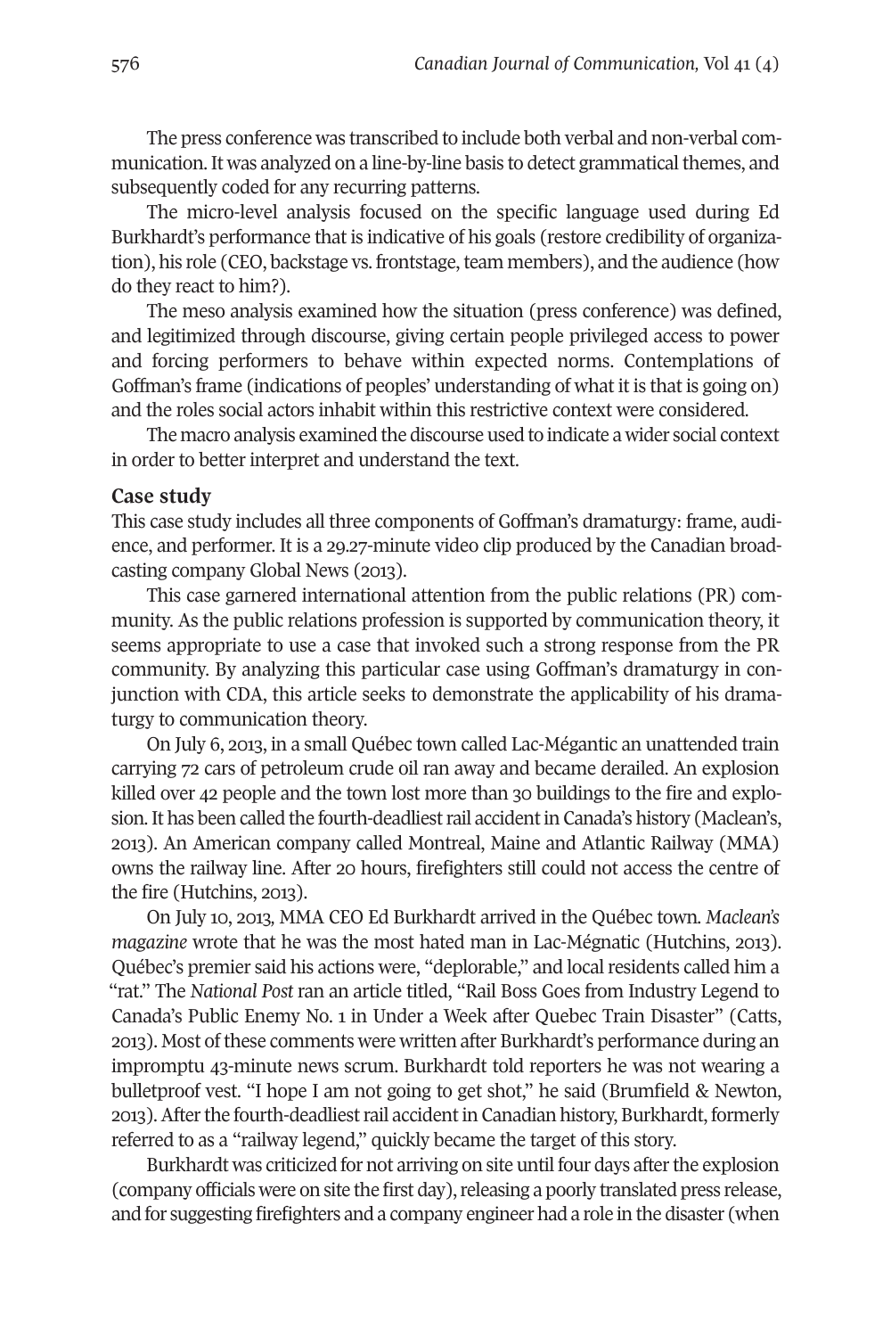The press conference was transcribed to include both verbal and non-verbal communication. It was analyzed on a line-by-line basis to detect grammatical themes, and subsequently coded for any recurring patterns.

The micro-level analysis focused on the specific language used during Ed Burkhardt's performance that is indicative of his goals (restore credibility of organization), his role (CEO, backstage vs. frontstage, team members), and the audience (how do they react to him?).

The meso analysis examined how the situation (press conference) was defined, and legitimized through discourse, giving certain people privileged access to power and forcing performers to behave within expected norms. Contemplations of Goffman's frame (indications of peoples' understanding of what it is that is going on) and the roles social actors inhabit within this restrictive context were considered.

The macro analysis examined the discourse used to indicate a wider social context in order to better interpret and understand the text.

## Case study

This case study includes all three components of Goffman's dramaturgy: frame, audience, and performer. It is a 29.27-minute video clip produced by the Canadian broadcasting company Global News (2013).

This case garnered international attention from the public relations (PR) community. As the public relations profession is supported by communication theory, it seems appropriate to use a case that invoked such a strong response from the PR community. By analyzing this particular case using Goffman's dramaturgy in conjunction with CDA, this article seeks to demonstrate the applicability of his dramaturgy to communication theory.

On July 6, 2013, in a small Québec town called Lac-Mégantic an unattended train carrying 72 cars of petroleum crude oil ran away and became derailed. An explosion killed over 42 people and the town lost more than 30 buildings to the fire and explosion. It has been called the fourth-deadliest rail accident in Canada's history (Maclean's, 2013). An American company called Montreal, Maine and Atlantic Railway (MMA) owns the railway line. After 20 hours, firefighters still could not access the centre of the fire (Hutchins, 2013).

On July 10, 2013, MMA CEO Ed Burkhardt arrived in the Québec town. *Maclean's magazine* wrote that he was the most hated man in Lac-Mégnatic (Hutchins, 2013). Québec's premier said his actions were, "deplorable," and local residents called him a "rat." The *National Post* ran an article titled, "Rail Boss Goes from Industry Legend to Canada's Public Enemy No. 1 in Under a Week after Quebec Train Disaster" (Catts, 2013). Most of these comments were written after Burkhardt's performance during an impromptu 43-minute news scrum. Burkhardt told reporters he was not wearing a bulletproof vest. "I hope I am not going to get shot," he said (Brumfield & Newton, 2013). After the fourth-deadliest rail accident in Canadian history, Burkhardt, formerly referred to as a "railway legend," quickly became the target of this story.

Burkhardt was criticized for not arriving on site until four days after the explosion (company officials were on site the first day), releasing a poorly translated press release, and for suggesting firefighters and a company engineer had a role in the disaster (when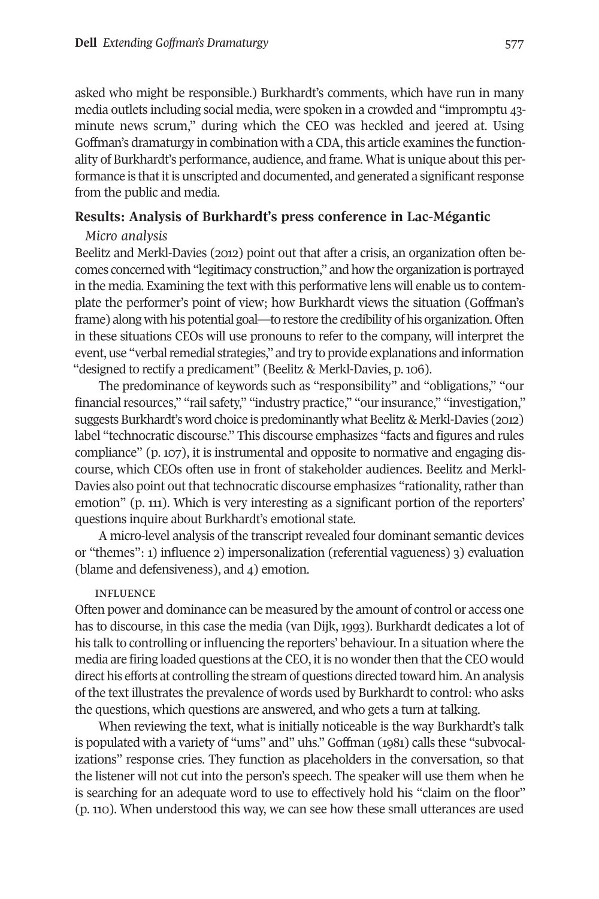asked who might be responsible.) Burkhardt's comments, which have run in many media outlets including social media, were spoken in a crowded and "impromptu 43-minute news scrum," during which the CEO was heckled and jeered at. Using Goffman's dramaturgy in combination with a CDA, this article examines the functionality of Burkhardt's performance, audience, and frame. What is unique about this performance is that it is unscripted and documented, and generated a significant response from the public and media.

## Results: Analysis of Burkhardt's press conference in Lac-Mégantic

### *Micro analysis*

Beelitz and Merkl-Davies (2012) point out that after a crisis, an organization often becomes concerned with "legitimacy construction," and how the organization is portrayed in the media. Examining the text with this performative lens will enable us to contemplate the performer's point of view; how Burkhardt views the situation (Goffman's frame) along with his potential goal—to restore the credibility of his organization. Often in these situations CEOs will use pronouns to refer to the company, will interpret the event, use "verbal remedial strategies," and try to provide explanations and information "designed to rectify a predicament" (Beelitz & Merkl-Davies, p. 106).

The predominance of keywords such as "responsibility" and "obligations," "our financial resources," "rail safety," "industry practice," "our insurance," "investigation," suggests Burkhardt's word choice is predominantly what Beelitz & Merkl-Davies (2012) label "technocratic discourse." This discourse emphasizes "facts and figures and rules compliance" (p. 107), it is instrumental and opposite to normative and engaging discourse, which CEOs often use in front of stakeholder audiences. Beelitz and Merkl-Davies also point out that technocratic discourse emphasizes "rationality, rather than emotion" (p. 111). Which is very interesting as a significant portion of the reporters' questions inquire about Burkhardt's emotional state.

A micro-level analysis of the transcript revealed four dominant semantic devices or "themes": 1) influence 2) impersonalization (referential vagueness) 3) evaluation (blame and defensiveness), and 4) emotion.

#### INFLUENCE

Often power and dominance can be measured by the amount of control or access one has to discourse, in this case the media (van Dijk, 1993). Burkhardt dedicates a lot of his talk to controlling or influencing the reporters' behaviour. In a situation where the media are firing loaded questions at the CEO, it is no wonder then that the CEO would direct his efforts at controlling the stream of questions directed toward him. An analysis of the text illustrates the prevalence of words used by Burkhardt to control: who asks the questions, which questions are answered, and who gets a turn at talking.

When reviewing the text, what is initially noticeable is the way Burkhardt's talk is populated with a variety of "ums" and" uhs." Goffman (1981) calls these "subvocalizations" response cries. They function as placeholders in the conversation, so that the listener will not cut into the person's speech. The speaker will use them when he is searching for an adequate word to use to effectively hold his "claim on the floor" (p. 110). When understood this way, we can see how these small utterances are used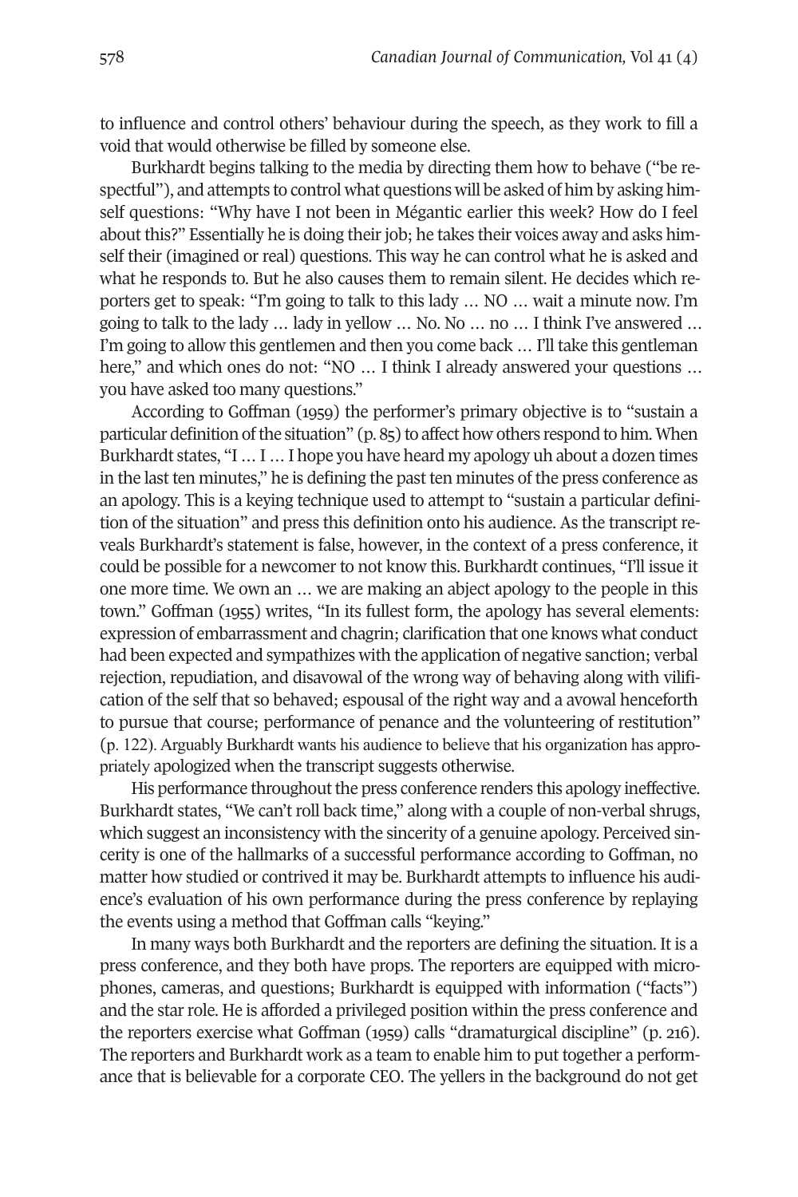to influence and control others' behaviour during the speech, as they work to fill a void that would otherwise be filled by someone else.

Burkhardt begins talking to the media by directing them how to behave ("be respectful"), and attempts to control what questions will be asked of him by asking himself questions: "Why have I not been in Mégantic earlier this week? How do I feel about this?" Essentially he is doing their job; he takes their voices away and asks himself their (imagined or real) questions. This way he can control what he is asked and what he responds to. But he also causes them to remain silent. He decides which reporters get to speak: "I'm going to talk to this lady … NO … wait a minute now. I'm going to talk to the lady … lady in yellow … No. No … no … I think I've answered … I'm going to allow this gentlemen and then you come back … I'll take this gentleman here," and which ones do not: "NO … I think I already answered your questions … you have asked too many questions."

According to Goffman (1959) the performer's primary objective is to "sustain a particular definition of the situation" (p. 85) to affect how others respond to him. When Burkhardt states, "I … I … I hope you have heard my apology uh about a dozen times in the last ten minutes," he is defining the past ten minutes of the press conference as an apology. This is a keying technique used to attempt to "sustain a particular definition of the situation" and press this definition onto his audience. As the transcript reveals Burkhardt's statement is false, however, in the context of a press conference, it could be possible for a newcomer to not know this. Burkhardt continues, "I'll issue it one more time. We own an … we are making an abject apology to the people in this town." Goffman (1955) writes, "In its fullest form, the apology has several elements: expression of embarrassment and chagrin; clarification that one knows what conduct had been expected and sympathizes with the application of negative sanction; verbal rejection, repudiation, and disavowal of the wrong way of behaving along with vilification of the self that so behaved; espousal of the right way and a avowal henceforth to pursue that course; performance of penance and the volunteering of restitution" (p. 122). Arguably Burkhardt wants his audience to believe that his organization has appropriately apologized when the transcript suggests otherwise.

His performance throughout the press conference renders this apology ineffective. Burkhardt states, "We can't roll back time," along with a couple of non-verbal shrugs, which suggest an inconsistency with the sincerity of a genuine apology. Perceived sincerity is one of the hallmarks of a successful performance according to Goffman, no matter how studied or contrived it may be. Burkhardt attempts to influence his audience's evaluation of his own performance during the press conference by replaying the events using a method that Goffman calls "keying."

In many ways both Burkhardt and the reporters are defining the situation. It is a press conference, and they both have props. The reporters are equipped with microphones, cameras, and questions; Burkhardt is equipped with information ("facts") and the star role. He is afforded a privileged position within the press conference and the reporters exercise what Goffman (1959) calls "dramaturgical discipline" (p. 216). The reporters and Burkhardt work as a team to enable him to put together a performance that is believable for a corporate CEO. The yellers in the background do not get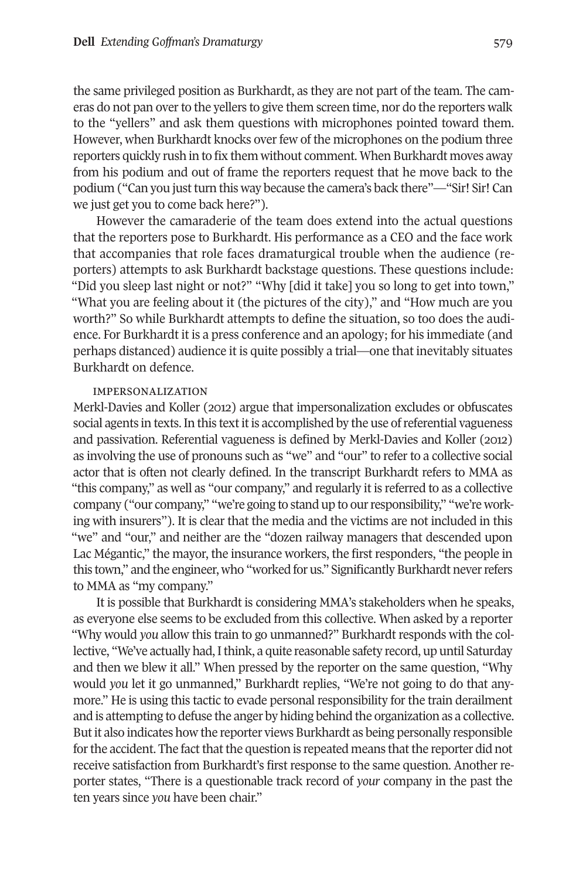the same privileged position as Burkhardt, as they are not part of the team. The cameras do not pan over to the yellers to give them screen time, nor do the reporters walk to the "yellers" and ask them questions with microphones pointed toward them. However, when Burkhardt knocks over few of the microphones on the podium three reporters quickly rush in to fix them without comment. When Burkhardt moves away from his podium and out of frame the reporters request that he move back to the podium ("Can you just turn this way because the camera's back there"—"Sir! Sir! Can we just get you to come back here?").

However the camaraderie of the team does extend into the actual questions that the reporters pose to Burkhardt. His performance as a CEO and the face work that accompanies that role faces dramaturgical trouble when the audience (reporters) attempts to ask Burkhardt backstage questions. These questions include: "Did you sleep last night or not?" "Why [did it take] you so long to get into town," "What you are feeling about it (the pictures of the city)," and "How much are you worth?" So while Burkhardt attempts to define the situation, so too does the audience. For Burkhardt it is a press conference and an apology; for his immediate (and perhaps distanced) audience it is quite possibly a trial—one that inevitably situates Burkhardt on defence.

### IMPERSONALIZATION

Merkl-Davies and Koller (2012) argue that impersonalization excludes or obfuscates social agents in texts. In this text it is accomplished by the use of referential vagueness and passivation. Referential vagueness is defined by Merkl-Davies and Koller (2012) as involving the use of pronouns such as "we" and "our" to refer to a collective social actor that is often not clearly defined. In the transcript Burkhardt refers to MMA as "this company," as well as "our company," and regularly it is referred to as a collective company ("our company," "we're going to stand up to our responsibility," "we're working with insurers"). It is clear that the media and the victims are not included in this "we" and "our," and neither are the "dozen railway managers that descended upon Lac Mégantic," the mayor, the insurance workers, the first responders, "the people in this town," and the engineer, who "worked for us." Significantly Burkhardt never refers to MMA as "my company."

It is possible that Burkhardt is considering MMA's stakeholders when he speaks, as everyone else seems to be excluded from this collective. When asked by a reporter "Why would *you* allow this train to go unmanned?" Burkhardt responds with the collective, "We've actually had, I think, a quite reasonable safety record, up until Saturday and then we blew it all." When pressed by the reporter on the same question, "Why would *you* let it go unmanned," Burkhardt replies, "We're not going to do that anymore." He is using this tactic to evade personal responsibility for the train derailment and is attempting to defuse the anger by hiding behind the organization as a collective. But it also indicates how the reporter views Burkhardt as being personally responsible for the accident. The fact that the question is repeated means that the reporter did not receive satisfaction from Burkhardt's first response to the same question. Another reporter states, "There is a questionable track record of *your* company in the past the ten years since *you* have been chair."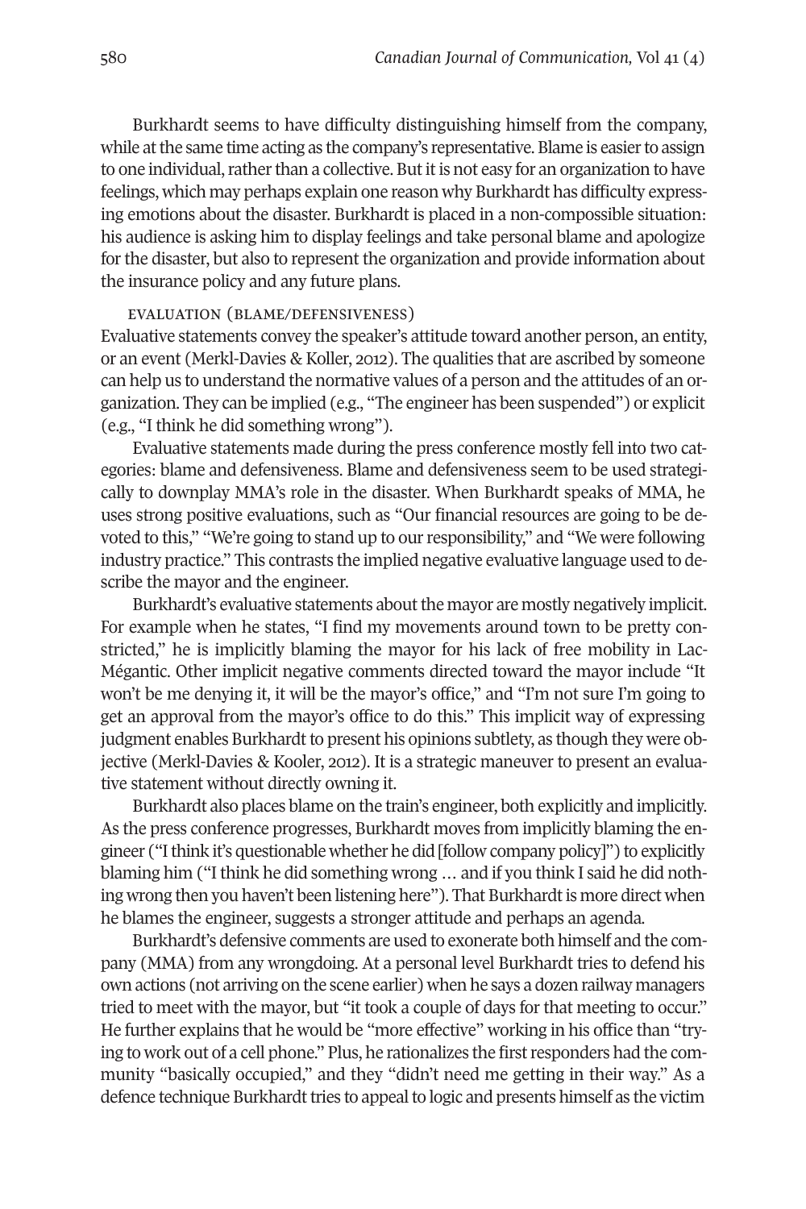Burkhardt seems to have difficulty distinguishing himself from the company, while at the same time acting as the company's representative. Blame is easier to assign to one individual, rather than a collective. But it is not easy for an organization to have feelings, which may perhaps explain one reason why Burkhardt has difficulty expressing emotions about the disaster. Burkhardt is placed in a non-compossible situation: his audience is asking him to display feelings and take personal blame and apologize for the disaster, but also to represent the organization and provide information about the insurance policy and any future plans.

#### Evaluation (blame/defensiveness)

Evaluative statements convey the speaker's attitude toward another person, an entity, or an event (Merkl-Davies & Koller, 2012). The qualities that are ascribed by someone can help us to understand the normative values of a person and the attitudes of an organization. They can be implied (e.g., "The engineer has been suspended") or explicit (e.g., "I think he did something wrong").

Evaluative statements made during the press conference mostly fell into two categories: blame and defensiveness. Blame and defensiveness seem to be used strategically to downplay MMA's role in the disaster. When Burkhardt speaks of MMA, he uses strong positive evaluations, such as "Our financial resources are going to be devoted to this," "We're going to stand up to our responsibility," and "We were following industry practice." This contrasts the implied negative evaluative language used to describe the mayor and the engineer.

Burkhardt's evaluative statements about the mayor are mostly negatively implicit. For example when he states, "I find my movements around town to be pretty constricted," he is implicitly blaming the mayor for his lack of free mobility in Lac-Mégantic. Other implicit negative comments directed toward the mayor include "It won't be me denying it, it will be the mayor's office," and "I'm not sure I'm going to get an approval from the mayor's office to do this." This implicit way of expressing judgment enables Burkhardt to present his opinions subtletly, as though they were objective (Merkl-Davies & Kooler, 2012). It is a strategic maneuver to present an evaluative statement without directly owning it.

Burkhardt also places blame on the train's engineer, both explicitly and implicitly. As the press conference progresses, Burkhardt moves from implicitly blaming the engineer ("I think it's questionable whether he did [follow company policy]") to explicitly blaming him ("I think he did something wrong … and if you think I said he did nothing wrong then you haven't been listening here"). That Burkhardt is more direct when he blames the engineer, suggests a stronger attitude and perhaps an agenda.

Burkhardt's defensive comments are used to exonerate both himself and the company (MMA) from any wrongdoing. At a personal level Burkhardt tries to defend his own actions (not arriving on the scene earlier) when he says a dozen railway managers tried to meet with the mayor, but "it took a couple of days for that meeting to occur." He further explains that he would be "more effective" working in his office than "trying to work out of a cell phone." Plus, he rationalizes the first responders had the community "basically occupied," and they "didn't need me getting in their way." As a defence technique Burkhardt tries to appeal to logic and presents himself as the victim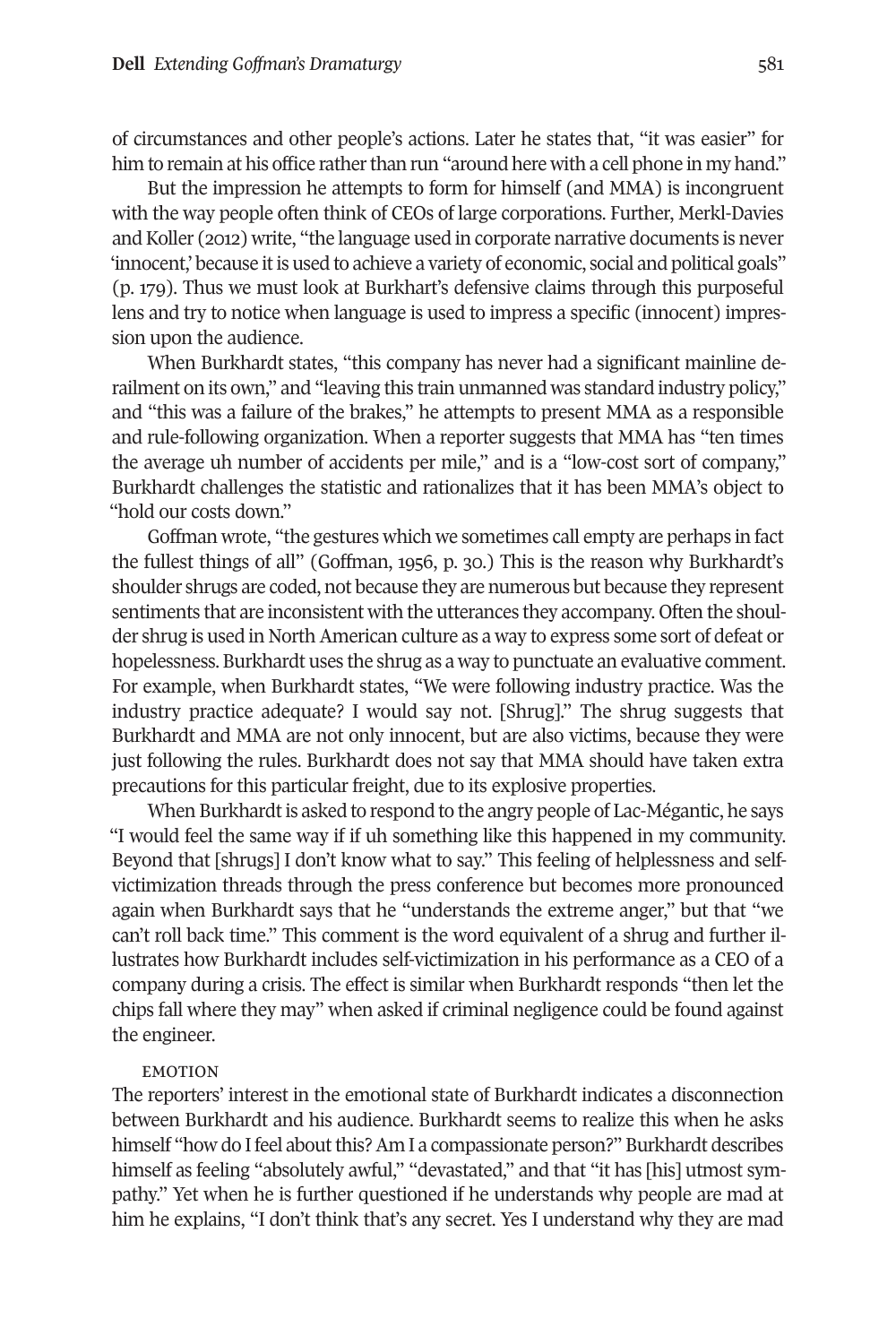of circumstances and other people's actions. Later he states that, "it was easier" for him to remain at his office rather than run "around here with a cell phone in my hand."

But the impression he attempts to form for himself (and MMA) is incongruent with the way people often think of CEOs of large corporations. Further, Merkl-Davies and Koller (2012) write, "the language used in corporate narrative documents is never 'innocent,' because it is used to achieve a variety of economic, social and political goals" (p. 179). Thus we must look at Burkhart's defensive claims through this purposeful lens and try to notice when language is used to impress a specific (innocent) impression upon the audience.

When Burkhardt states, "this company has never had a significant mainline derailment on its own," and "leaving this train unmanned was standard industry policy," and "this was a failure of the brakes," he attempts to present MMA as a responsible and rule-following organization. When a reporter suggests that MMA has "ten times the average uh number of accidents per mile," and is a "low-cost sort of company," Burkhardt challenges the statistic and rationalizes that it has been MMA's object to "hold our costs down."

Goffman wrote, "the gestures which we sometimes call empty are perhaps in fact the fullest things of all" (Goffman, 1956, p. 30.) This is the reason why Burkhardt's shoulder shrugs are coded, not because they are numerous but because they represent sentiments that are inconsistent with the utterances they accompany. Often the shoulder shrug is used in North American culture as a way to express some sort of defeat or hopelessness. Burkhardt uses the shrug as a way to punctuate an evaluative comment. For example, when Burkhardt states, "We were following industry practice. Was the industry practice adequate? I would say not. [Shrug]." The shrug suggests that Burkhardt and MMA are not only innocent, but are also victims, because they were just following the rules. Burkhardt does not say that MMA should have taken extra precautions for this particular freight, due to its explosive properties.

When Burkhardt is asked to respond to the angry people of Lac-Mégantic, he says "I would feel the same way if if uh something like this happened in my community. Beyond that [shrugs] I don't know what to say." This feeling of helplessness and self-victimization threads through the press conference but becomes more pronounced again when Burkhardt says that he "understands the extreme anger," but that "we can't roll back time." This comment is the word equivalent of a shrug and further illustrates how Burkhardt includes self-victimization in his performance as a CEO of a company during a crisis. The effect is similar when Burkhardt responds "then let the chips fall where they may" when asked if criminal negligence could be found against the engineer.

#### EMOTION

The reporters' interest in the emotional state of Burkhardt indicates a disconnection between Burkhardt and his audience. Burkhardt seems to realize this when he asks himself "how do I feel about this? Am I a compassionate person?" Burkhardt describes himself as feeling "absolutely awful," "devastated," and that "it has [his] utmost sympathy." Yet when he is further questioned if he understands why people are mad at him he explains, "I don't think that's any secret. Yes I understand why they are mad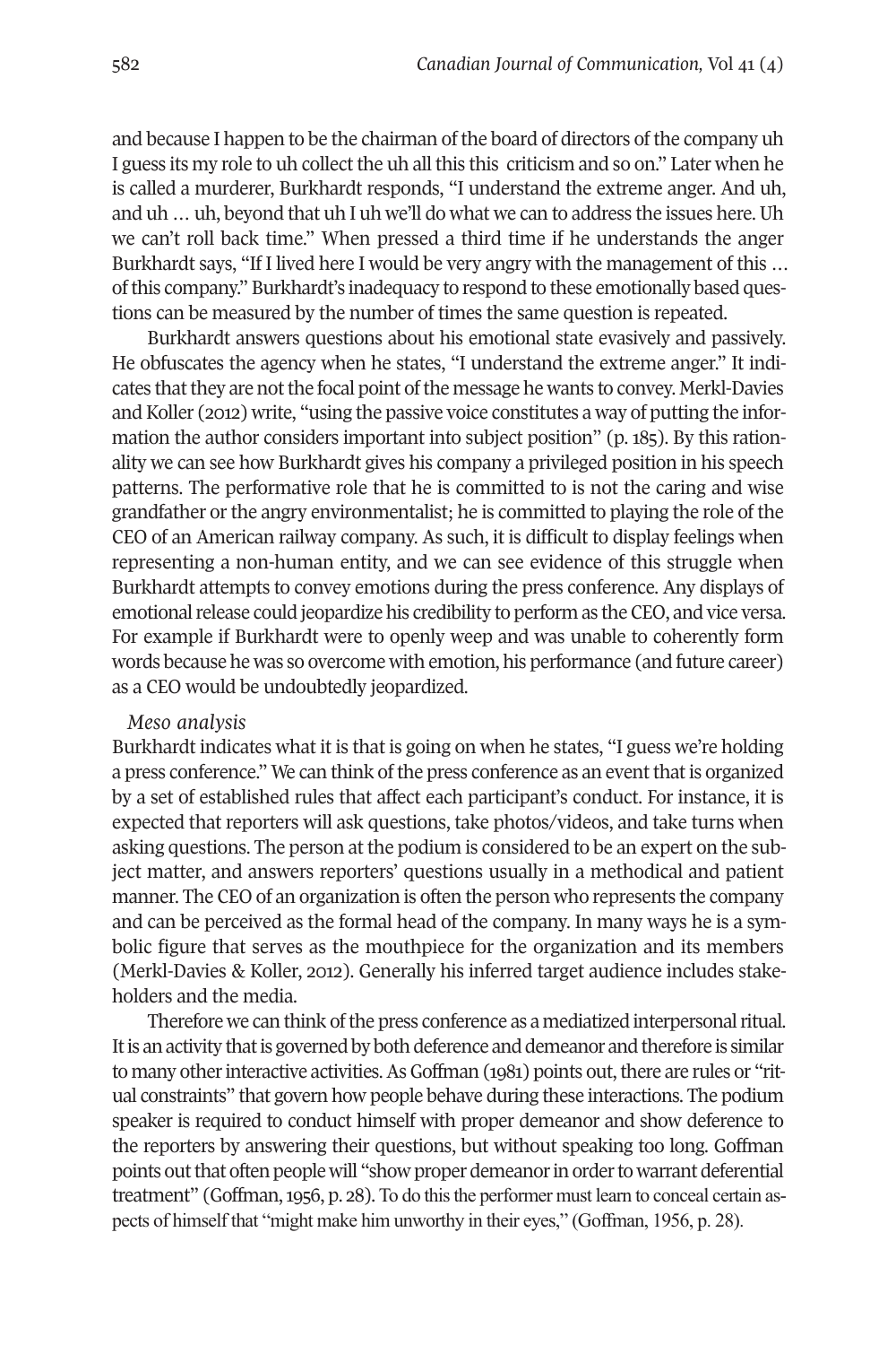and because I happen to be the chairman of the board of directors of the company uh I guess its my role to uh collect the uh all this this criticism and so on." Later when he is called a murderer, Burkhardt responds, "I understand the extreme anger. And uh, and uh … uh, beyond that uh I uh we'll do what we can to address the issues here. Uh we can't roll back time." When pressed a third time if he understands the anger Burkhardt says, "If I lived here I would be very angry with the management of this … of this company." Burkhardt's inadequacy to respond to these emotionally based questions can be measured by the number of times the same question is repeated.

Burkhardt answers questions about his emotional state evasively and passively. He obfuscates the agency when he states, "I understand the extreme anger." It indicates that they are not the focal point of the message he wants to convey. Merkl-Davies and Koller (2012) write, "using the passive voice constitutes a way of putting the information the author considers important into subject position" (p. 185). By this rationality we can see how Burkhardt gives his company a privileged position in his speech patterns. The performative role that he is committed to is not the caring and wise grandfather or the angry environmentalist; he is committed to playing the role of the CEO of an American railway company. As such, it is difficult to display feelings when representing a non-human entity, and we can see evidence of this struggle when Burkhardt attempts to convey emotions during the press conference. Any displays of emotional release could jeopardize his credibility to perform as the CEO, and vice versa. For example if Burkhardt were to openly weep and was unable to coherently form words because he was so overcome with emotion, his performance (and future career) as a CEO would be undoubtedly jeopardized.

*Meso analysis*

Burkhardt indicates what it is that is going on when he states, "I guess we're holding a press conference." We can think of the press conference as an event that is organized by a set of established rules that affect each participant's conduct. For instance, it is expected that reporters will ask questions, take photos/videos, and take turns when asking questions. The person at the podium is considered to be an expert on the subject matter, and answers reporters' questions usually in a methodical and patient manner. The CEO of an organization is often the person who represents the company and can be perceived as the formal head of the company. In many ways he is a symbolic figure that serves as the mouthpiece for the organization and its members (Merkl-Davies & Koller, 2012). Generally his inferred target audience includes stakeholders and the media.

Therefore we can think of the press conference as a mediatized interpersonal ritual. It is an activity that is governed by both deference and demeanor and therefore is similar to many other interactive activities. As Goffman (1981) points out, there are rules or "ritual constraints" that govern how people behave during these interactions. The podium speaker is required to conduct himself with proper demeanor and show deference to the reporters by answering their questions, but without speaking too long. Goffman points out that often people will "show proper demeanor in order to warrant deferential treatment" (Goffman, 1956, p. 28). To do this the performer must learn to conceal certain aspects of himself that "might make him unworthy in their eyes," (Goffman, 1956, p. 28).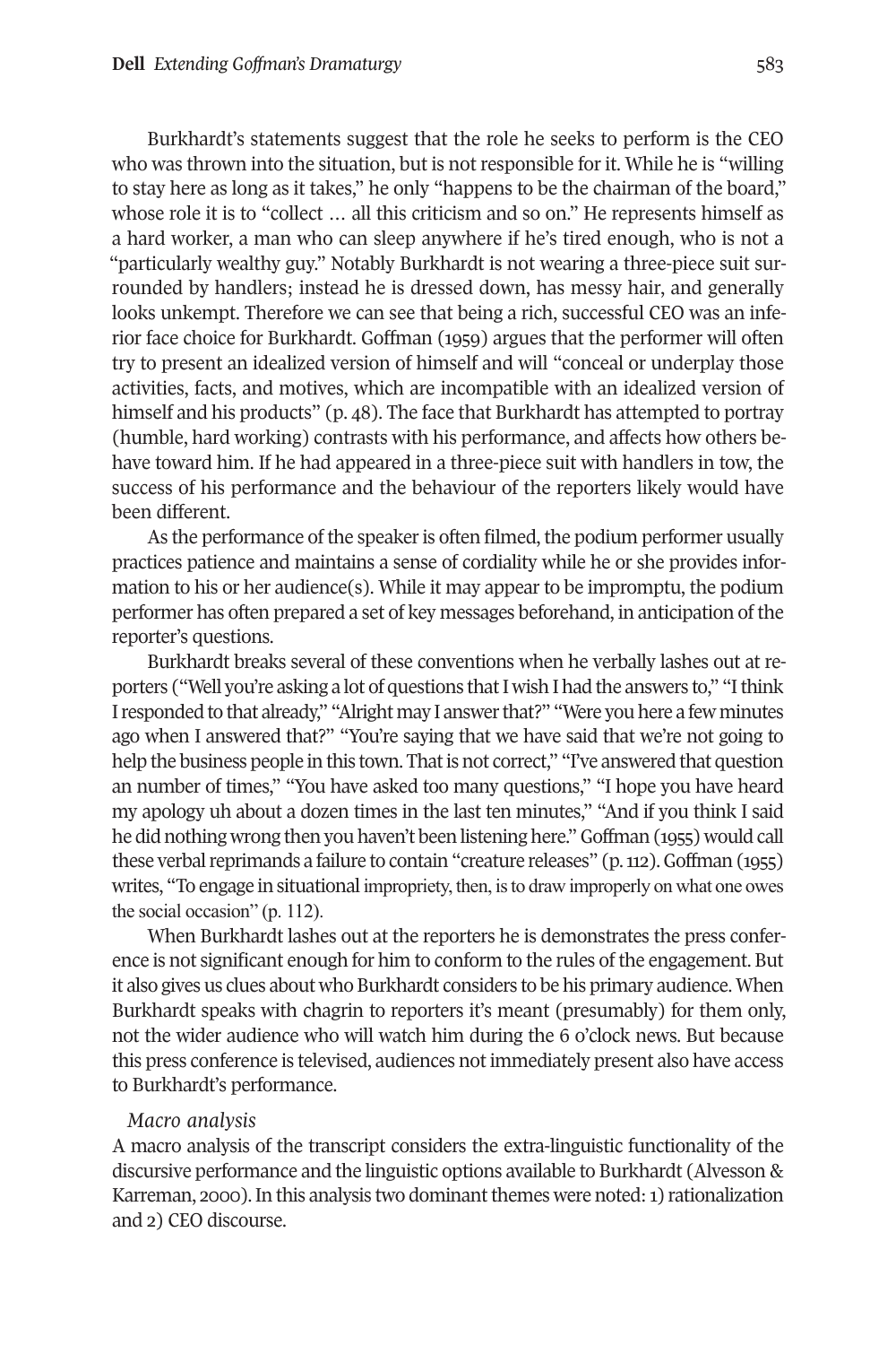Burkhardt's statements suggest that the role he seeks to perform is the CEO who was thrown into the situation, but is not responsible for it. While he is "willing to stay here as long as it takes," he only "happens to be the chairman of the board," whose role it is to "collect … all this criticism and so on." He represents himself as a hard worker, a man who can sleep anywhere if he's tired enough, who is not a "particularly wealthy guy." Notably Burkhardt is not wearing a three-piece suit surrounded by handlers; instead he is dressed down, has messy hair, and generally looks unkempt. Therefore we can see that being a rich, successful CEO was an inferior face choice for Burkhardt. Goffman (1959) argues that the performer will often try to present an idealized version of himself and will "conceal or underplay those activities, facts, and motives, which are incompatible with an idealized version of himself and his products" (p. 48). The face that Burkhardt has attempted to portray (humble, hard working) contrasts with his performance, and affects how others behave toward him. If he had appeared in a three-piece suit with handlers in tow, the success of his performance and the behaviour of the reporters likely would have been different.

As the performance of the speaker is often filmed, the podium performer usually practices patience and maintains a sense of cordiality while he or she provides information to his or her audience(s). While it may appear to be impromptu, the podium performer has often prepared a set of key messages beforehand, in anticipation of the reporter's questions.

Burkhardt breaks several of these conventions when he verbally lashes out at reporters ("Well you're asking a lot of questions that I wish I had the answers to," "I think I responded to that already," "Alright may I answer that?" "Were you here a few minutes ago when I answered that?" "You're saying that we have said that we're not going to help the business people in this town. That is not correct," "I've answered that question an number of times," "You have asked too many questions," "I hope you have heard my apology uh about a dozen times in the last ten minutes," "And if you think I said he did nothing wrong then you haven't been listening here." Goffman (1955) would call these verbal reprimands a failure to contain "creature releases" (p. 112). Goffman (1955) writes, "To engage in situational impropriety, then, is to draw improperly on what one owes the social occasion" (p. 112).

When Burkhardt lashes out at the reporters he is demonstrates the press conference is not significant enough for him to conform to the rules of the engagement. But it also gives us clues about who Burkhardt considers to be his primary audience. When Burkhardt speaks with chagrin to reporters it's meant (presumably) for them only, not the wider audience who will watch him during the 6 o'clock news. But because this press conference is televised, audiences not immediately present also have access to Burkhardt's performance.

### *Macro analysis*

A macro analysis of the transcript considers the extra-linguistic functionality of the discursive performance and the linguistic options available to Burkhardt (Alvesson & Karreman, 2000). In this analysis two dominant themes were noted: 1) rationalization and 2) CEO discourse.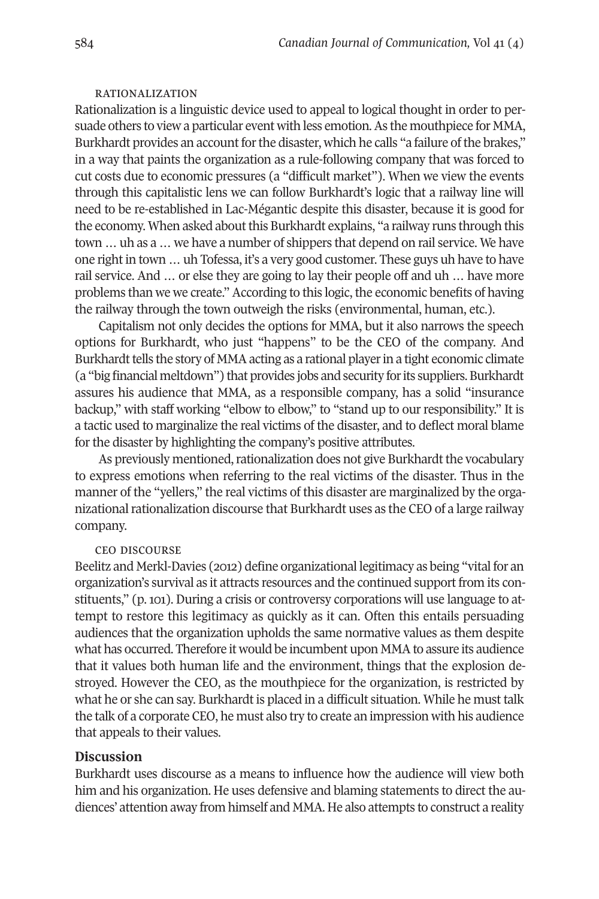#### Rationalization

Rationalization is a linguistic device used to appeal to logical thought in order to persuade others to view a particular event with less emotion. As the mouthpiece for MMA, Burkhardt provides an account for the disaster, which he calls "a failure of the brakes," in a way that paints the organization as a rule-following company that was forced to cut costs due to economic pressures (a "difficult market"). When we view the events through this capitalistic lens we can follow Burkhardt's logic that a railway line will need to be re-established in Lac-Mégantic despite this disaster, because it is good for the economy. When asked about this Burkhardt explains, "a railway runs through this town … uh as a … we have a number of shippers that depend on rail service. We have one right in town … uh Tofessa, it's a very good customer. These guys uh have to have rail service. And … or else they are going to lay their people off and uh … have more problems than we we create." According to this logic, the economic benefits of having the railway through the town outweigh the risks (environmental, human, etc.).

Capitalism not only decides the options for MMA, but it also narrows the speech options for Burkhardt, who just "happens" to be the CEO of the company. And Burkhardt tells the story of MMA acting as a rational player in a tight economic climate (a "big financial meltdown") that provides jobs and security for its suppliers. Burkhardt assures his audience that MMA, as a responsible company, has a solid "insurance backup," with staff working "elbow to elbow," to "stand up to our responsibility." It is a tactic used to marginalize the real victims of the disaster, and to deflect moral blame for the disaster by highlighting the company's positive attributes.

As previously mentioned, rationalization does not give Burkhardt the vocabulary to express emotions when referring to the real victims of the disaster. Thus in the manner of the "yellers," the real victims of this disaster are marginalized by the organizational rationalization discourse that Burkhardt uses as the CEO of a large railway company.

#### CEO discourse

Beelitz and Merkl-Davies (2012) define organizational legitimacy as being "vital for an organization's survival as it attracts resources and the continued support from its constituents," (p. 101). During a crisis or controversy corporations will use language to attempt to restore this legitimacy as quickly as it can. Often this entails persuading audiences that the organization upholds the same normative values as them despite what has occurred. Therefore it would be incumbent upon MMA to assure its audience that it values both human life and the environment, things that the explosion destroyed. However the CEO, as the mouthpiece for the organization, is restricted by what he or she can say. Burkhardt is placed in a difficult situation. While he must talk the talk of a corporate CEO, he must also try to create an impression with his audience that appeals to their values.

## Discussion

Burkhardt uses discourse as a means to influence how the audience will view both him and his organization. He uses defensive and blaming statements to direct the audiences' attention away from himself and MMA. He also attempts to construct a reality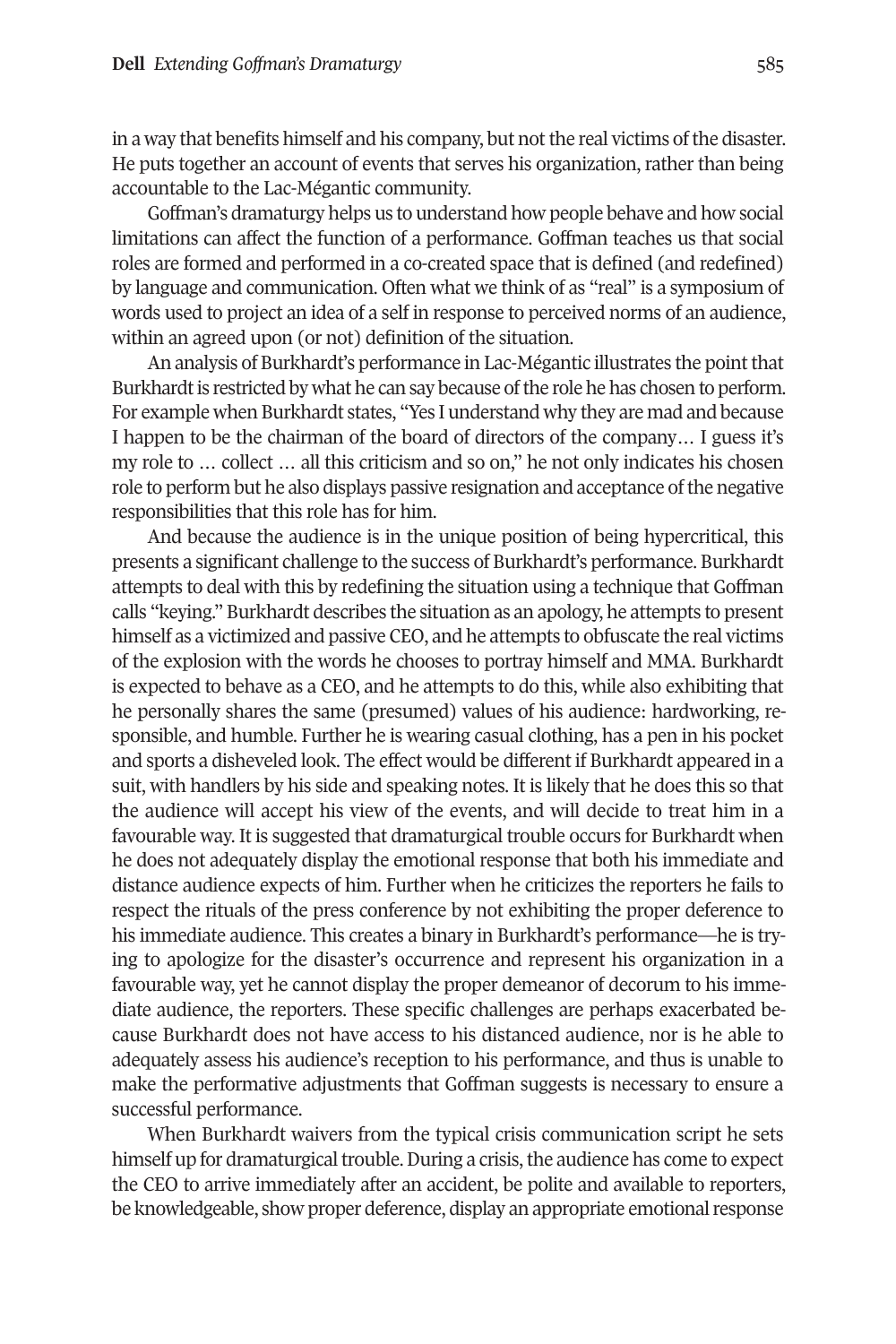in a way that benefits himself and his company, but not the real victims of the disaster. He puts together an account of events that serves his organization, rather than being accountable to the Lac-Mégantic community.

Goffman's dramaturgy helps us to understand how people behave and how social limitations can affect the function of a performance. Goffman teaches us that social roles are formed and performed in a co-created space that is defined (and redefined) by language and communication. Often what we think of as "real" is a symposium of words used to project an idea of a self in response to perceived norms of an audience, within an agreed upon (or not) definition of the situation.

An analysis of Burkhardt's performance in Lac-Mégantic illustrates the point that Burkhardt is restricted by what he can say because of the role he has chosen to perform. For example when Burkhardt states, "Yes I understand why they are mad and because I happen to be the chairman of the board of directors of the company… I guess it's my role to … collect … all this criticism and so on," he not only indicates his chosen role to perform but he also displays passive resignation and acceptance of the negative responsibilities that this role has for him.

And because the audience is in the unique position of being hypercritical, this presents a significant challenge to the success of Burkhardt's performance. Burkhardt attempts to deal with this by redefining the situation using a technique that Goffman calls "keying." Burkhardt describes the situation as an apology, he attempts to present himself as a victimized and passive CEO, and he attempts to obfuscate the real victims of the explosion with the words he chooses to portray himself and MMA. Burkhardt is expected to behave as a CEO, and he attempts to do this, while also exhibiting that he personally shares the same (presumed) values of his audience: hardworking, responsible, and humble. Further he is wearing casual clothing, has a pen in his pocket and sports a disheveled look. The effect would be different if Burkhardt appeared in a suit, with handlers by his side and speaking notes. It is likely that he does this so that the audience will accept his view of the events, and will decide to treat him in a favourable way. It is suggested that dramaturgical trouble occurs for Burkhardt when he does not adequately display the emotional response that both his immediate and distance audience expects of him. Further when he criticizes the reporters he fails to respect the rituals of the press conference by not exhibiting the proper deference to his immediate audience. This creates a binary in Burkhardt's performance—he is trying to apologize for the disaster's occurrence and represent his organization in a favourable way, yet he cannot display the proper demeanor of decorum to his immediate audience, the reporters. These specific challenges are perhaps exacerbated because Burkhardt does not have access to his distanced audience, nor is he able to adequately assess his audience's reception to his performance, and thus is unable to make the performative adjustments that Goffman suggests is necessary to ensure a successful performance.

When Burkhardt waivers from the typical crisis communication script he sets himself up for dramaturgical trouble. During a crisis, the audience has come to expect the CEO to arrive immediately after an accident, be polite and available to reporters, be knowledgeable, show proper deference, display an appropriate emotional response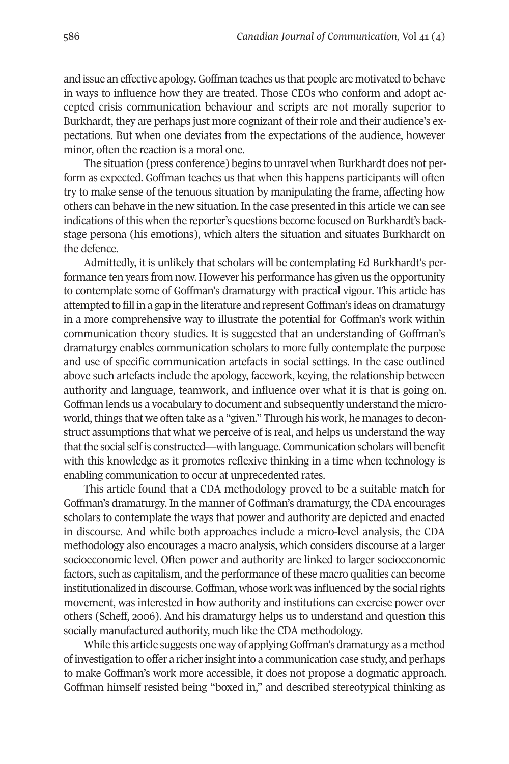and issue an effective apology. Goffman teaches us that people are motivated to behave in ways to influence how they are treated. Those CEOs who conform and adopt accepted crisis communication behaviour and scripts are not morally superior to Burkhardt, they are perhaps just more cognizant of their role and their audience's expectations. But when one deviates from the expectations of the audience, however minor, often the reaction is a moral one.

The situation (press conference) begins to unravel when Burkhardt does not perform as expected. Goffman teaches us that when this happens participants will often try to make sense of the tenuous situation by manipulating the frame, affecting how others can behave in the new situation. In the case presented in this article we can see indications of this when the reporter's questions become focused on Burkhardt's backstage persona (his emotions), which alters the situation and situates Burkhardt on the defence.

Admittedly, it is unlikely that scholars will be contemplating Ed Burkhardt's performance ten years from now. However his performance has given us the opportunity to contemplate some of Goffman's dramaturgy with practical vigour. This article has attempted to fill in a gap in the literature and represent Goffman's ideas on dramaturgy in a more comprehensive way to illustrate the potential for Goffman's work within communication theory studies. It is suggested that an understanding of Goffman's dramaturgy enables communication scholars to more fully contemplate the purpose and use of specific communication artefacts in social settings. In the case outlined above such artefacts include the apology, facework, keying, the relationship between authority and language, teamwork, and influence over what it is that is going on. Goffman lends us a vocabulary to document and subsequently understand the microworld, things that we often take as a "given." Through his work, he manages to deconstruct assumptions that what we perceive of is real, and helps us understand the way that the social self is constructed—with language. Communication scholars will benefit with this knowledge as it promotes reflexive thinking in a time when technology is enabling communication to occur at unprecedented rates.

This article found that a CDA methodology proved to be a suitable match for Goffman's dramaturgy. In the manner of Goffman's dramaturgy, the CDA encourages scholars to contemplate the ways that power and authority are depicted and enacted in discourse. And while both approaches include a micro-level analysis, the CDA methodology also encourages a macro analysis, which considers discourse at a larger socioeconomic level. Often power and authority are linked to larger socioeconomic factors, such as capitalism, and the performance of these macro qualities can become institutionalized in discourse. Goffman, whose work was influenced by the social rights movement, was interested in how authority and institutions can exercise power over others (Scheff, 2006). And his dramaturgy helps us to understand and question this socially manufactured authority, much like the CDA methodology.

While this article suggests one way of applying Goffman's dramaturgy as a method of investigation to offer a richer insight into a communication case study, and perhaps to make Goffman's work more accessible, it does not propose a dogmatic approach. Goffman himself resisted being "boxed in," and described stereotypical thinking as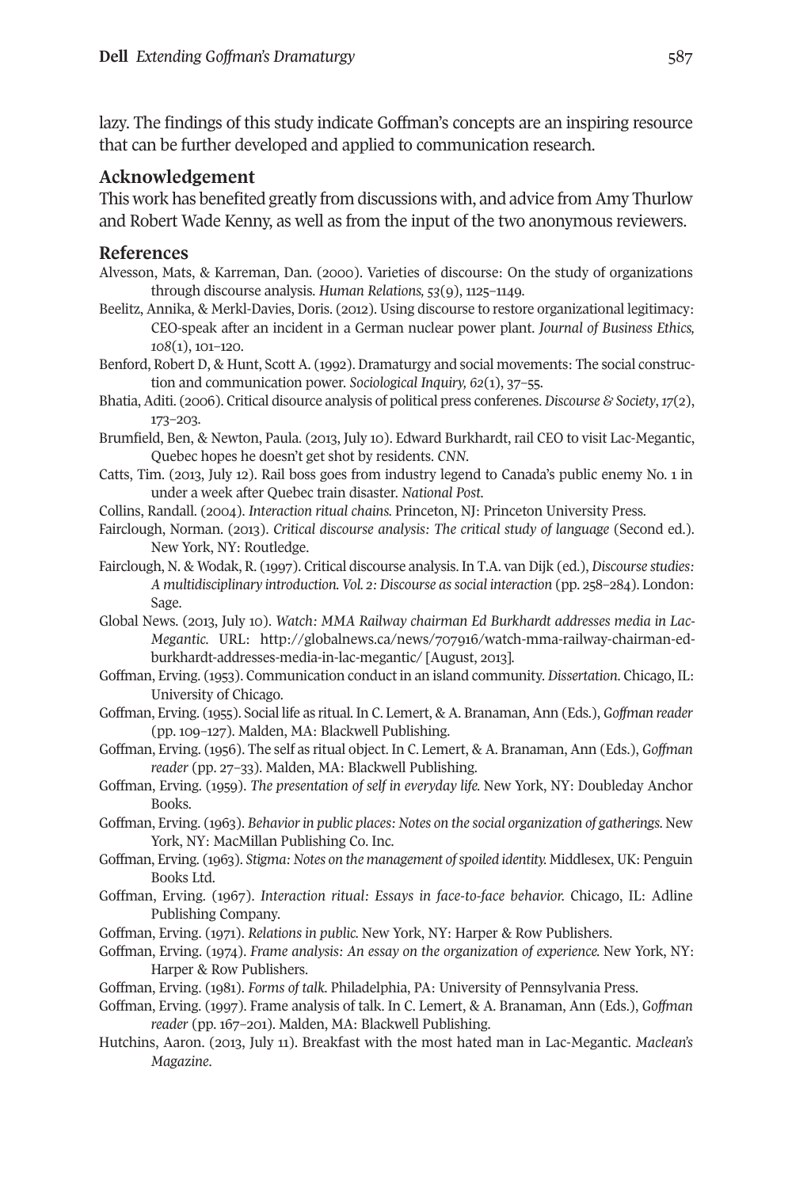lazy. The findings of this study indicate Goffman's concepts are an inspiring resource that can be further developed and applied to communication research.

## Acknowledgement

This work has benefited greatly from discussions with, and advice from Amy Thurlow and Robert Wade Kenny, as well as from the input of the two anonymous reviewers.

## References

Alvesson, Mats, & Karreman, Dan. (2000). Varieties of discourse: On the study of organizations through discourse analysis. *Human Relations, 53*(9), 1125–1149.

Beelitz, Annika, & Merkl-Davies, Doris. (2012). Using discourse to restore organizational legitimacy: CEO-speak after an incident in a German nuclear power plant. *Journal of Business Ethics, 108*(1), 101–120.

Benford, Robert D, & Hunt, Scott A. (1992). Dramaturgy and social movements: The social construction and communication power. *Sociological Inquiry, 62*(1), 37–55.

Bhatia, Aditi. (2006). Critical disource analysis of political press conferenes. *Discourse & Society*, *17*(2), 173–203.

Brumfield, Ben, & Newton, Paula. (2013, July 10). Edward Burkhardt, rail CEO to visit Lac-Megantic, Quebec hopes he doesn't get shot by residents. *CNN*.

Catts, Tim. (2013, July 12). Rail boss goes from industry legend to Canada's public enemy No. 1 in under a week after Quebec train disaster. *National Post*.

Collins, Randall. (2004). *Interaction ritual chains*. Princeton, NJ: Princeton University Press.

Fairclough, Norman. (2013). *Critical discourse analysis: The critical study of language* (Second ed.). New York, NY: Routledge.

Fairclough, N. & Wodak, R. (1997). Critical discourse analysis. In T.A. van Dijk (ed.), *Discourse studies: A multidisciplinary introduction. Vol. 2: Discourse as social interaction* (pp. 258–284). London: Sage.

Global News. (2013, July 10). *Watch: MMA Railway chairman Ed Burkhardt addresses media in Lac-Megantic*. URL: http://globalnews.ca/news/707916/watch-mma-railway-chairman-ed-burkhardt-addresses-media-in-lac-megantic/ [August, 2013].

Goffman, Erving. (1953). Communication conduct in an island community. *Dissertation*. Chicago, IL: University of Chicago.

Goffman, Erving. (1955). Social life as ritual. In C. Lemert, & A. Branaman, Ann (Eds.), *Goffman reader* (pp. 109–127). Malden, MA: Blackwell Publishing.

Goffman, Erving. (1956). The self as ritual object. In C. Lemert, & A. Branaman, Ann (Eds.), *Goffman reader* (pp. 27–33). Malden, MA: Blackwell Publishing.

Goffman, Erving. (1959). *The presentation of self in everyday life*. New York, NY: Doubleday Anchor Books.

Goffman, Erving. (1963). *Behavior in public places: Notes on the social organization of gatherings*. New York, NY: MacMillan Publishing Co. Inc.

Goffman, Erving. (1963). *Stigma: Notes on the management of spoiled identity*. Middlesex, UK: Penguin Books Ltd.

Goffman, Erving. (1967). *Interaction ritual: Essays in face-to-face behavior*. Chicago, IL: Adline Publishing Company.

Goffman, Erving. (1971). *Relations in public*. New York, NY: Harper & Row Publishers.

Goffman, Erving. (1974). *Frame analysis: An essay on the organization of experience*. New York, NY: Harper & Row Publishers.

Goffman, Erving. (1981). *Forms of talk*. Philadelphia, PA: University of Pennsylvania Press.

Goffman, Erving. (1997). Frame analysis of talk. In C. Lemert, & A. Branaman, Ann (Eds.), *Goffman reader* (pp. 167–201). Malden, MA: Blackwell Publishing.

Hutchins, Aaron. (2013, July 11). Breakfast with the most hated man in Lac-Megantic. *Maclean's Magazine*.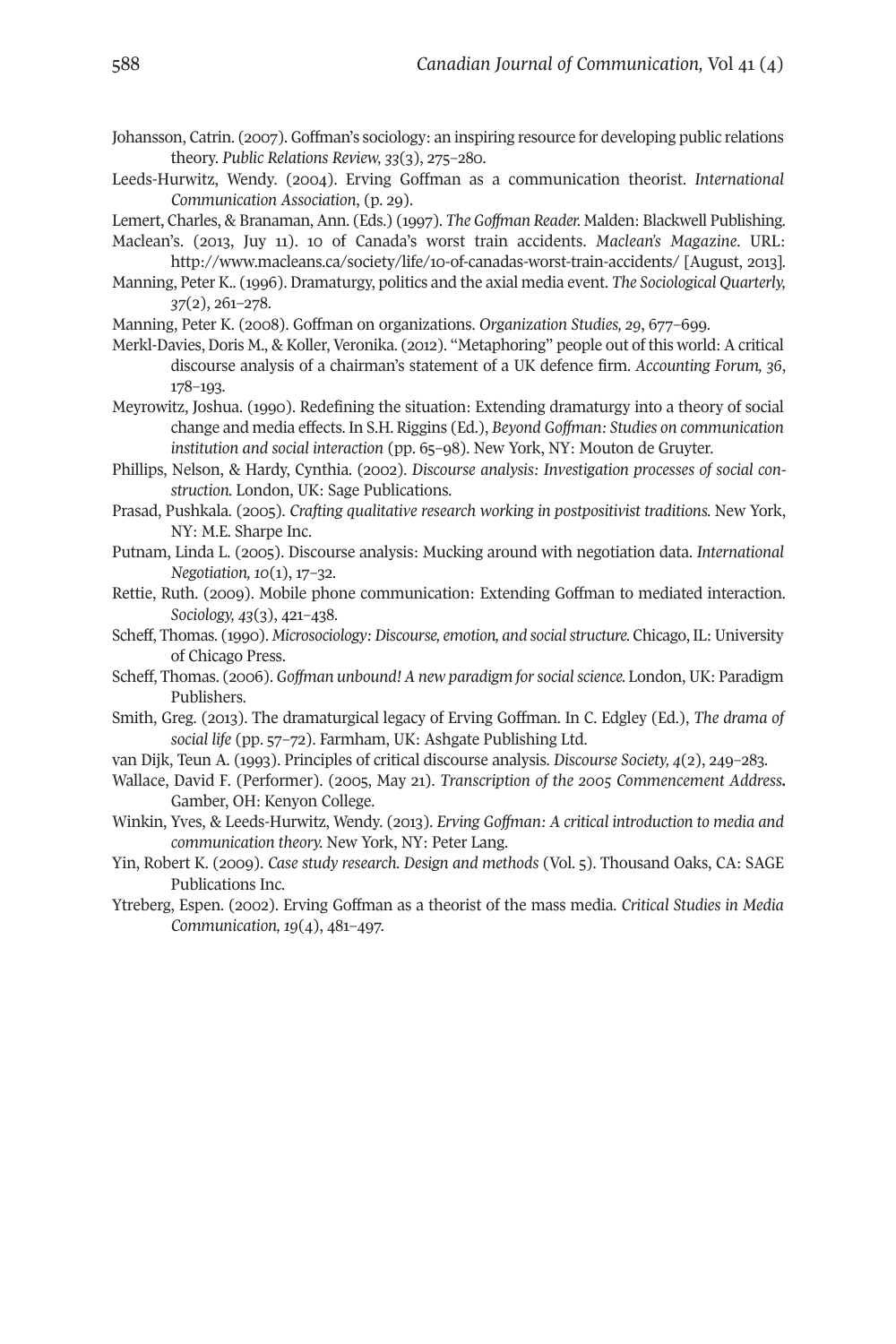Johansson, Catrin. (2007). Goffman's sociology: an inspiring resource for developing public relations theory. *Public Relations Review, 33*(3), 275–280.

Leeds-Hurwitz, Wendy. (2004). Erving Goffman as a communication theorist. *International Communication Association*, (p. 29).

Lemert, Charles, & Branaman, Ann. (Eds.) (1997). *The Goffman Reader.* Malden: Blackwell Publishing.

Maclean's. (2013, Juy 11). 10 of Canada's worst train accidents. *Maclean's Magazine*. URL: http://www.macleans.ca/society/life/10-of-canadas-worst-train-accidents/ [August, 2013].

Manning, Peter K.. (1996). Dramaturgy, politics and the axial media event. *The Sociological Quarterly, 37*(2), 261–278.

Manning, Peter K. (2008). Goffman on organizations. *Organization Studies, 29*, 677–699.

Merkl-Davies, Doris M., & Koller, Veronika. (2012). "Metaphoring" people out of this world: A critical discourse analysis of a chairman's statement of a UK defence firm. *Accounting Forum, 36*, 178–193.

Meyrowitz, Joshua. (1990). Redefining the situation: Extending dramaturgy into a theory of social change and media effects. In S.H. Riggins (Ed.), *Beyond Goffman: Studies on communication institution and social interaction* (pp. 65–98). New York, NY: Mouton de Gruyter.

Phillips, Nelson, & Hardy, Cynthia. (2002). *Discourse analysis: Investigation processes of social construction.* London, UK: Sage Publications.

Prasad, Pushkala. (2005). *Crafting qualitative research working in postpositivist traditions.* New York, NY: M.E. Sharpe Inc.

Putnam, Linda L. (2005). Discourse analysis: Mucking around with negotiation data. *International Negotiation, 10*(1), 17–32.

Rettie, Ruth. (2009). Mobile phone communication: Extending Goffman to mediated interaction. *Sociology, 43*(3), 421–438.

Scheff, Thomas. (1990). *Microsociology: Discourse, emotion, and social structure.* Chicago, IL: University of Chicago Press.

Scheff, Thomas. (2006). *Goffman unbound! A new paradigm for social science.* London, UK: Paradigm Publishers.

Smith, Greg. (2013). The dramaturgical legacy of Erving Goffman. In C. Edgley (Ed.), *The drama of social life* (pp. 57–72). Farmham, UK: Ashgate Publishing Ltd.

van Dijk, Teun A. (1993). Principles of critical discourse analysis. *Discourse Society, 4*(2), 249–283.

Wallace, David F. (Performer). (2005, May 21). *Transcription of the 2005 Commencement Address***.** Gamber, OH: Kenyon College.

Winkin, Yves, & Leeds-Hurwitz, Wendy. (2013). *Erving Goffman: A critical introduction to media and communication theory.* New York, NY: Peter Lang.

Yin, Robert K. (2009). *Case study research. Design and methods* (Vol. 5). Thousand Oaks, CA: SAGE Publications Inc.

Ytreberg, Espen. (2002). Erving Goffman as a theorist of the mass media. *Critical Studies in Media Communication, 19*(4), 481–497.